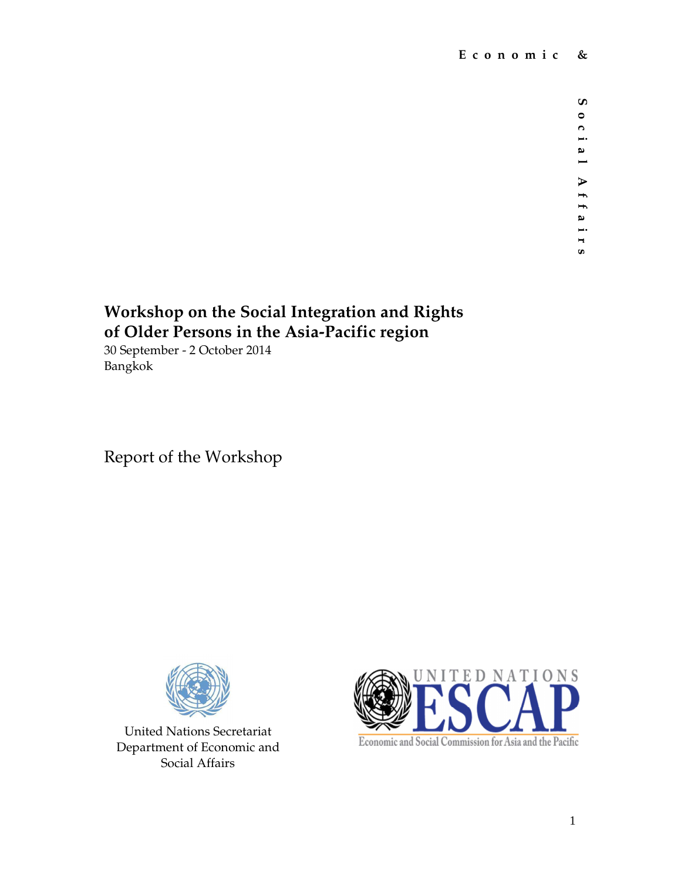**Economic & Social Affairs**

# Workshop on the Social Integration and Rights of Older Persons in the Asia-Pacific region

30 September - 2 October 2014
Bangkok

## Report of the Workshop

United Nations Secretariat
Department of Economic and Social Affairs

UNITED NATIONS ESCAP
Economic and Social Commission for Asia and the Pacific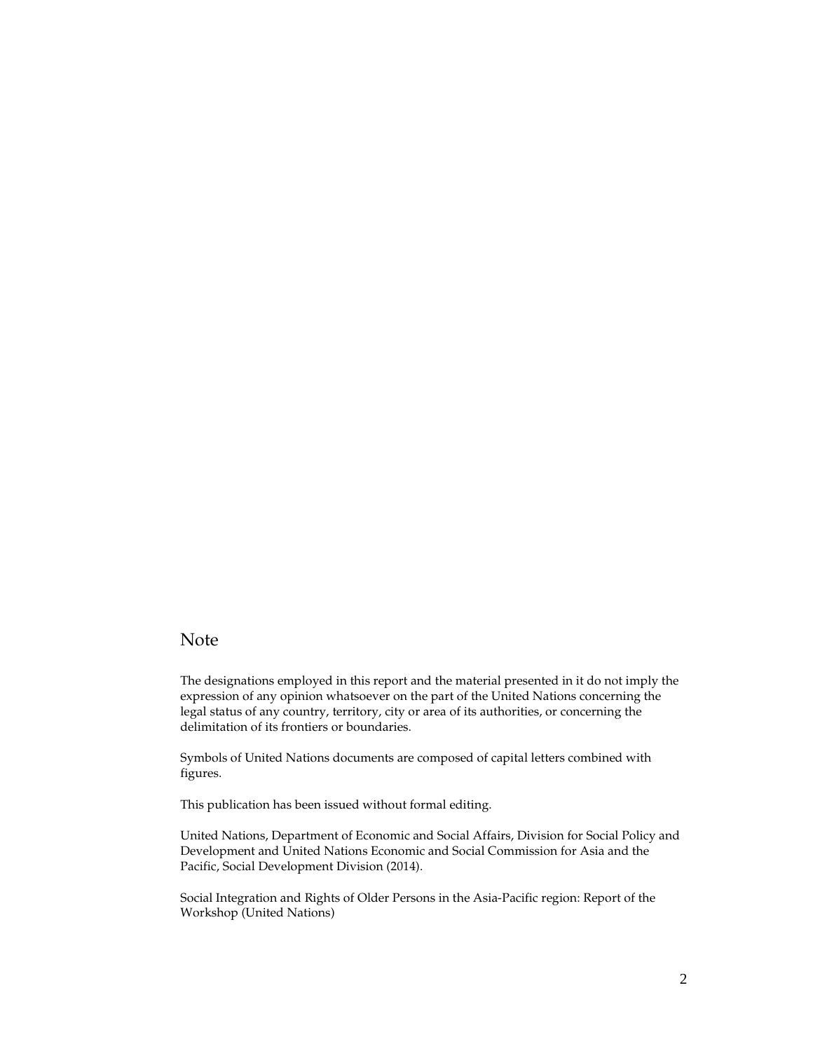## Note

The designations employed in this report and the material presented in it do not imply the expression of any opinion whatsoever on the part of the United Nations concerning the legal status of any country, territory, city or area of its authorities, or concerning the delimitation of its frontiers or boundaries.

Symbols of United Nations documents are composed of capital letters combined with figures.

This publication has been issued without formal editing.

United Nations, Department of Economic and Social Affairs, Division for Social Policy and Development and United Nations Economic and Social Commission for Asia and the Pacific, Social Development Division (2014).

Social Integration and Rights of Older Persons in the Asia-Pacific region: Report of the Workshop (United Nations)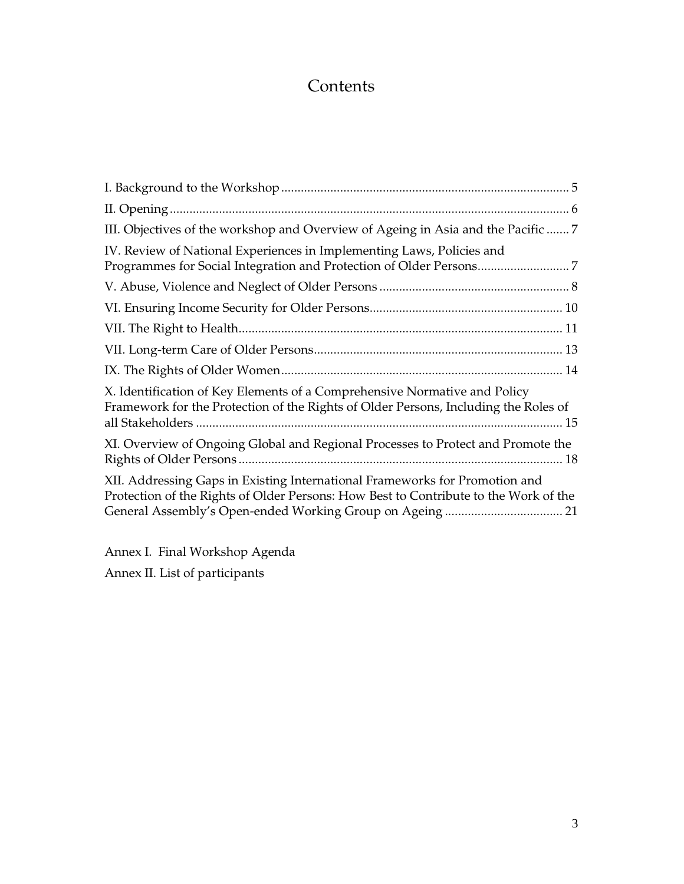# Contents

I. Background to the Workshop ........................................................................................ 5

II. Opening ........................................................................................................................ 6

III. Objectives of the workshop and Overview of Ageing in Asia and the Pacific ....... 7

IV. Review of National Experiences in Implementing Laws, Policies and Programmes for Social Integration and Protection of Older Persons ............................ 7

V. Abuse, Violence and Neglect of Older Persons .......................................................... 8

VI. Ensuring Income Security for Older Persons ........................................................... 10

VII. The Right to Health ................................................................................................... 11

VII. Long-term Care of Older Persons ............................................................................ 13

IX. The Rights of Older Women ...................................................................................... 14

X. Identification of Key Elements of a Comprehensive Normative and Policy Framework for the Protection of the Rights of Older Persons, Including the Roles of all Stakeholders ................................................................................................................ 15

XI. Overview of Ongoing Global and Regional Processes to Protect and Promote the Rights of Older Persons ................................................................................................... 18

XII. Addressing Gaps in Existing International Frameworks for Promotion and Protection of the Rights of Older Persons: How Best to Contribute to the Work of the General Assembly's Open-ended Working Group on Ageing .................................... 21

Annex I. Final Workshop Agenda

Annex II. List of participants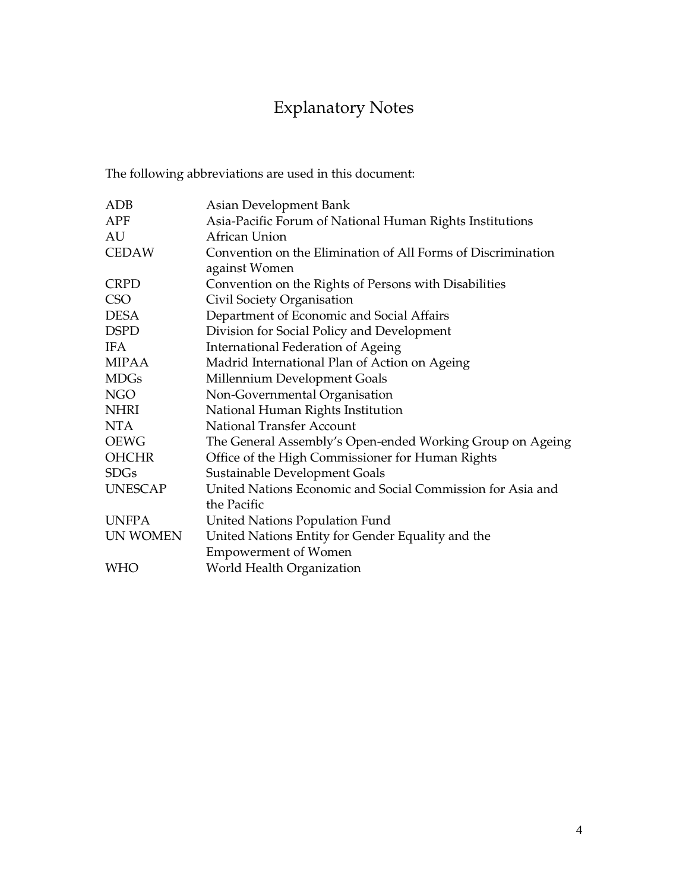# Explanatory Notes

The following abbreviations are used in this document:

| | |
|---|---|
| ADB | Asian Development Bank |
| APF | Asia-Pacific Forum of National Human Rights Institutions |
| AU | African Union |
| CEDAW | Convention on the Elimination of All Forms of Discrimination against Women |
| CRPD | Convention on the Rights of Persons with Disabilities |
| CSO | Civil Society Organisation |
| DESA | Department of Economic and Social Affairs |
| DSPD | Division for Social Policy and Development |
| IFA | International Federation of Ageing |
| MIPAA | Madrid International Plan of Action on Ageing |
| MDGs | Millennium Development Goals |
| NGO | Non-Governmental Organisation |
| NHRI | National Human Rights Institution |
| NTA | National Transfer Account |
| OEWG | The General Assembly's Open-ended Working Group on Ageing |
| OHCHR | Office of the High Commissioner for Human Rights |
| SDGs | Sustainable Development Goals |
| UNESCAP | United Nations Economic and Social Commission for Asia and the Pacific |
| UNFPA | United Nations Population Fund |
| UN WOMEN | United Nations Entity for Gender Equality and the Empowerment of Women |
| WHO | World Health Organization |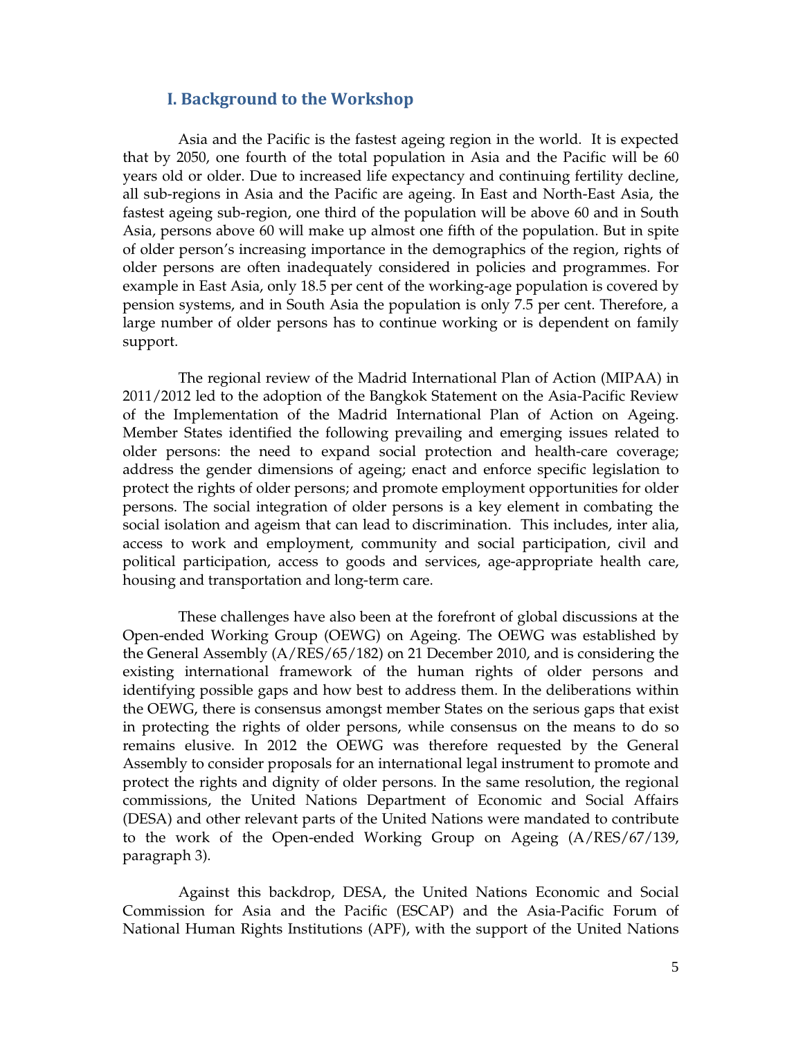## I. Background to the Workshop

Asia and the Pacific is the fastest ageing region in the world. It is expected that by 2050, one fourth of the total population in Asia and the Pacific will be 60 years old or older. Due to increased life expectancy and continuing fertility decline, all sub-regions in Asia and the Pacific are ageing. In East and North-East Asia, the fastest ageing sub-region, one third of the population will be above 60 and in South Asia, persons above 60 will make up almost one fifth of the population. But in spite of older person's increasing importance in the demographics of the region, rights of older persons are often inadequately considered in policies and programmes. For example in East Asia, only 18.5 per cent of the working-age population is covered by pension systems, and in South Asia the population is only 7.5 per cent. Therefore, a large number of older persons has to continue working or is dependent on family support.

The regional review of the Madrid International Plan of Action (MIPAA) in 2011/2012 led to the adoption of the Bangkok Statement on the Asia-Pacific Review of the Implementation of the Madrid International Plan of Action on Ageing. Member States identified the following prevailing and emerging issues related to older persons: the need to expand social protection and health-care coverage; address the gender dimensions of ageing; enact and enforce specific legislation to protect the rights of older persons; and promote employment opportunities for older persons. The social integration of older persons is a key element in combating the social isolation and ageism that can lead to discrimination. This includes, inter alia, access to work and employment, community and social participation, civil and political participation, access to goods and services, age-appropriate health care, housing and transportation and long-term care.

These challenges have also been at the forefront of global discussions at the Open-ended Working Group (OEWG) on Ageing. The OEWG was established by the General Assembly (A/RES/65/182) on 21 December 2010, and is considering the existing international framework of the human rights of older persons and identifying possible gaps and how best to address them. In the deliberations within the OEWG, there is consensus amongst member States on the serious gaps that exist in protecting the rights of older persons, while consensus on the means to do so remains elusive. In 2012 the OEWG was therefore requested by the General Assembly to consider proposals for an international legal instrument to promote and protect the rights and dignity of older persons. In the same resolution, the regional commissions, the United Nations Department of Economic and Social Affairs (DESA) and other relevant parts of the United Nations were mandated to contribute to the work of the Open-ended Working Group on Ageing (A/RES/67/139, paragraph 3).

Against this backdrop, DESA, the United Nations Economic and Social Commission for Asia and the Pacific (ESCAP) and the Asia-Pacific Forum of National Human Rights Institutions (APF), with the support of the United Nations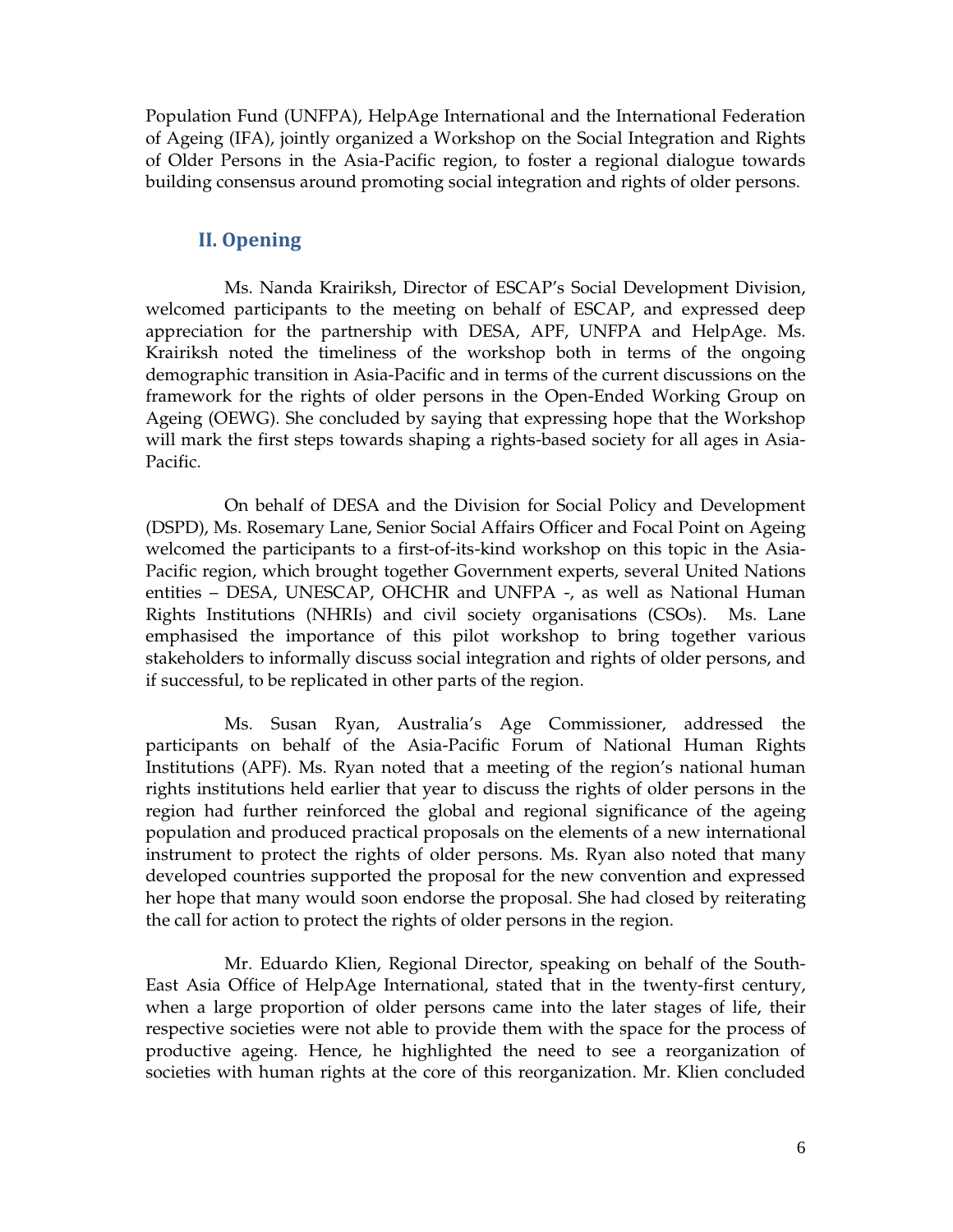Population Fund (UNFPA), HelpAge International and the International Federation of Ageing (IFA), jointly organized a Workshop on the Social Integration and Rights of Older Persons in the Asia-Pacific region, to foster a regional dialogue towards building consensus around promoting social integration and rights of older persons.

## II. Opening

Ms. Nanda Krairiksh, Director of ESCAP's Social Development Division, welcomed participants to the meeting on behalf of ESCAP, and expressed deep appreciation for the partnership with DESA, APF, UNFPA and HelpAge. Ms. Krairiksh noted the timeliness of the workshop both in terms of the ongoing demographic transition in Asia-Pacific and in terms of the current discussions on the framework for the rights of older persons in the Open-Ended Working Group on Ageing (OEWG). She concluded by saying that expressing hope that the Workshop will mark the first steps towards shaping a rights-based society for all ages in Asia-Pacific.

On behalf of DESA and the Division for Social Policy and Development (DSPD), Ms. Rosemary Lane, Senior Social Affairs Officer and Focal Point on Ageing welcomed the participants to a first-of-its-kind workshop on this topic in the Asia-Pacific region, which brought together Government experts, several United Nations entities – DESA, UNESCAP, OHCHR and UNFPA -, as well as National Human Rights Institutions (NHRIs) and civil society organisations (CSOs). Ms. Lane emphasised the importance of this pilot workshop to bring together various stakeholders to informally discuss social integration and rights of older persons, and if successful, to be replicated in other parts of the region.

Ms. Susan Ryan, Australia's Age Commissioner, addressed the participants on behalf of the Asia-Pacific Forum of National Human Rights Institutions (APF). Ms. Ryan noted that a meeting of the region's national human rights institutions held earlier that year to discuss the rights of older persons in the region had further reinforced the global and regional significance of the ageing population and produced practical proposals on the elements of a new international instrument to protect the rights of older persons. Ms. Ryan also noted that many developed countries supported the proposal for the new convention and expressed her hope that many would soon endorse the proposal. She had closed by reiterating the call for action to protect the rights of older persons in the region.

Mr. Eduardo Klien, Regional Director, speaking on behalf of the South-East Asia Office of HelpAge International, stated that in the twenty-first century, when a large proportion of older persons came into the later stages of life, their respective societies were not able to provide them with the space for the process of productive ageing. Hence, he highlighted the need to see a reorganization of societies with human rights at the core of this reorganization. Mr. Klien concluded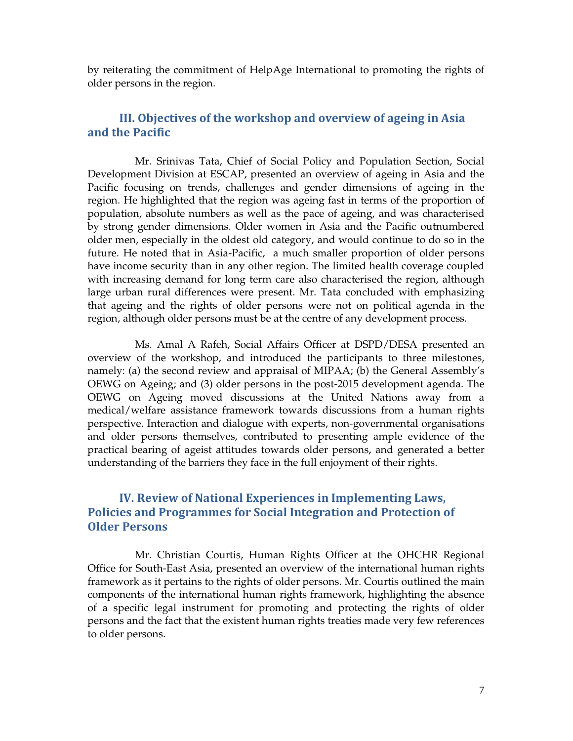by reiterating the commitment of HelpAge International to promoting the rights of older persons in the region.

## III. Objectives of the workshop and overview of ageing in Asia and the Pacific

Mr. Srinivas Tata, Chief of Social Policy and Population Section, Social Development Division at ESCAP, presented an overview of ageing in Asia and the Pacific focusing on trends, challenges and gender dimensions of ageing in the region. He highlighted that the region was ageing fast in terms of the proportion of population, absolute numbers as well as the pace of ageing, and was characterised by strong gender dimensions. Older women in Asia and the Pacific outnumbered older men, especially in the oldest old category, and would continue to do so in the future. He noted that in Asia-Pacific, a much smaller proportion of older persons have income security than in any other region. The limited health coverage coupled with increasing demand for long term care also characterised the region, although large urban rural differences were present. Mr. Tata concluded with emphasizing that ageing and the rights of older persons were not on political agenda in the region, although older persons must be at the centre of any development process.

Ms. Amal A Rafeh, Social Affairs Officer at DSPD/DESA presented an overview of the workshop, and introduced the participants to three milestones, namely: (a) the second review and appraisal of MIPAA; (b) the General Assembly's OEWG on Ageing; and (3) older persons in the post-2015 development agenda. The OEWG on Ageing moved discussions at the United Nations away from a medical/welfare assistance framework towards discussions from a human rights perspective. Interaction and dialogue with experts, non-governmental organisations and older persons themselves, contributed to presenting ample evidence of the practical bearing of ageist attitudes towards older persons, and generated a better understanding of the barriers they face in the full enjoyment of their rights.

## IV. Review of National Experiences in Implementing Laws, Policies and Programmes for Social Integration and Protection of Older Persons

Mr. Christian Courtis, Human Rights Officer at the OHCHR Regional Office for South-East Asia, presented an overview of the international human rights framework as it pertains to the rights of older persons. Mr. Courtis outlined the main components of the international human rights framework, highlighting the absence of a specific legal instrument for promoting and protecting the rights of older persons and the fact that the existent human rights treaties made very few references to older persons.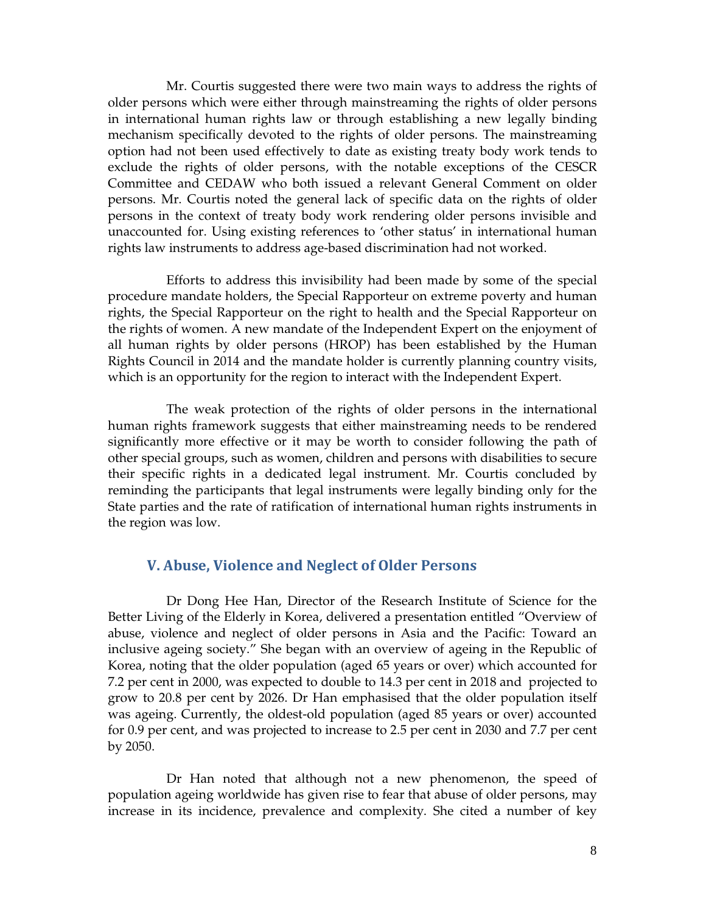Mr. Courtis suggested there were two main ways to address the rights of older persons which were either through mainstreaming the rights of older persons in international human rights law or through establishing a new legally binding mechanism specifically devoted to the rights of older persons. The mainstreaming option had not been used effectively to date as existing treaty body work tends to exclude the rights of older persons, with the notable exceptions of the CESCR Committee and CEDAW who both issued a relevant General Comment on older persons. Mr. Courtis noted the general lack of specific data on the rights of older persons in the context of treaty body work rendering older persons invisible and unaccounted for. Using existing references to 'other status' in international human rights law instruments to address age-based discrimination had not worked.

Efforts to address this invisibility had been made by some of the special procedure mandate holders, the Special Rapporteur on extreme poverty and human rights, the Special Rapporteur on the right to health and the Special Rapporteur on the rights of women. A new mandate of the Independent Expert on the enjoyment of all human rights by older persons (HROP) has been established by the Human Rights Council in 2014 and the mandate holder is currently planning country visits, which is an opportunity for the region to interact with the Independent Expert.

The weak protection of the rights of older persons in the international human rights framework suggests that either mainstreaming needs to be rendered significantly more effective or it may be worth to consider following the path of other special groups, such as women, children and persons with disabilities to secure their specific rights in a dedicated legal instrument. Mr. Courtis concluded by reminding the participants that legal instruments were legally binding only for the State parties and the rate of ratification of international human rights instruments in the region was low.

## V. Abuse, Violence and Neglect of Older Persons

Dr Dong Hee Han, Director of the Research Institute of Science for the Better Living of the Elderly in Korea, delivered a presentation entitled "Overview of abuse, violence and neglect of older persons in Asia and the Pacific: Toward an inclusive ageing society." She began with an overview of ageing in the Republic of Korea, noting that the older population (aged 65 years or over) which accounted for 7.2 per cent in 2000, was expected to double to 14.3 per cent in 2018 and projected to grow to 20.8 per cent by 2026. Dr Han emphasised that the older population itself was ageing. Currently, the oldest-old population (aged 85 years or over) accounted for 0.9 per cent, and was projected to increase to 2.5 per cent in 2030 and 7.7 per cent by 2050.

Dr Han noted that although not a new phenomenon, the speed of population ageing worldwide has given rise to fear that abuse of older persons, may increase in its incidence, prevalence and complexity. She cited a number of key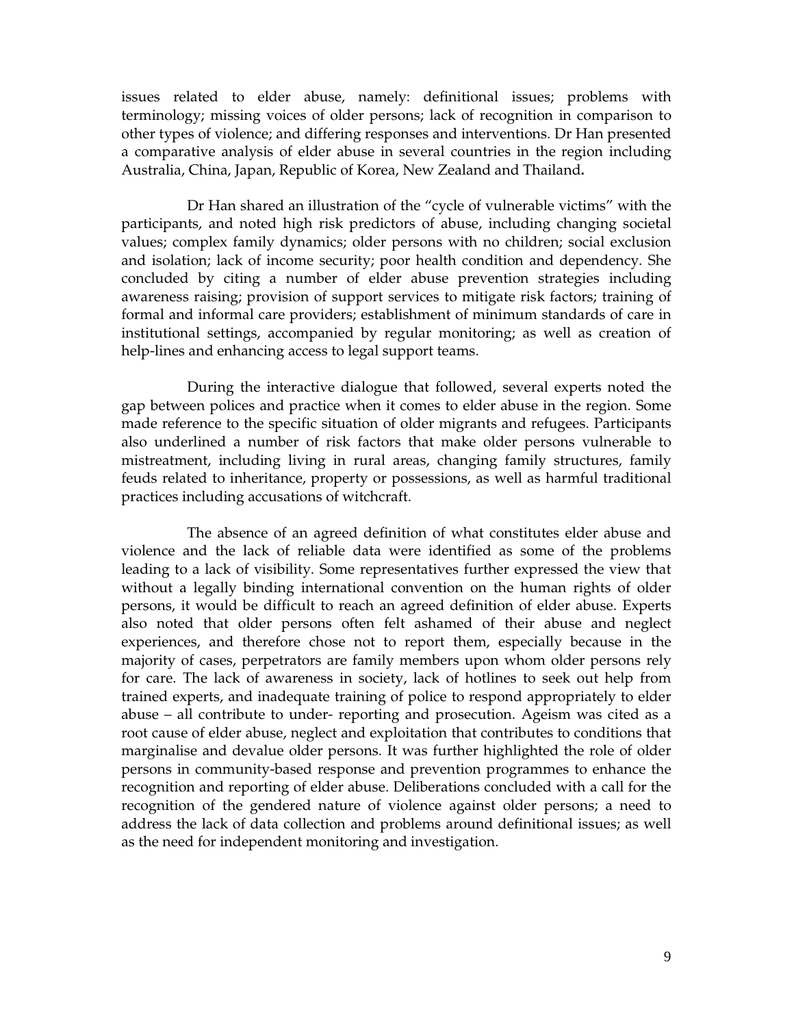issues related to elder abuse, namely: definitional issues; problems with terminology; missing voices of older persons; lack of recognition in comparison to other types of violence; and differing responses and interventions. Dr Han presented a comparative analysis of elder abuse in several countries in the region including Australia, China, Japan, Republic of Korea, New Zealand and Thailand**.**

Dr Han shared an illustration of the "cycle of vulnerable victims" with the participants, and noted high risk predictors of abuse, including changing societal values; complex family dynamics; older persons with no children; social exclusion and isolation; lack of income security; poor health condition and dependency. She concluded by citing a number of elder abuse prevention strategies including awareness raising; provision of support services to mitigate risk factors; training of formal and informal care providers; establishment of minimum standards of care in institutional settings, accompanied by regular monitoring; as well as creation of help-lines and enhancing access to legal support teams.

During the interactive dialogue that followed, several experts noted the gap between polices and practice when it comes to elder abuse in the region. Some made reference to the specific situation of older migrants and refugees. Participants also underlined a number of risk factors that make older persons vulnerable to mistreatment, including living in rural areas, changing family structures, family feuds related to inheritance, property or possessions, as well as harmful traditional practices including accusations of witchcraft.

The absence of an agreed definition of what constitutes elder abuse and violence and the lack of reliable data were identified as some of the problems leading to a lack of visibility. Some representatives further expressed the view that without a legally binding international convention on the human rights of older persons, it would be difficult to reach an agreed definition of elder abuse. Experts also noted that older persons often felt ashamed of their abuse and neglect experiences, and therefore chose not to report them, especially because in the majority of cases, perpetrators are family members upon whom older persons rely for care. The lack of awareness in society, lack of hotlines to seek out help from trained experts, and inadequate training of police to respond appropriately to elder abuse – all contribute to under- reporting and prosecution. Ageism was cited as a root cause of elder abuse, neglect and exploitation that contributes to conditions that marginalise and devalue older persons. It was further highlighted the role of older persons in community-based response and prevention programmes to enhance the recognition and reporting of elder abuse. Deliberations concluded with a call for the recognition of the gendered nature of violence against older persons; a need to address the lack of data collection and problems around definitional issues; as well as the need for independent monitoring and investigation.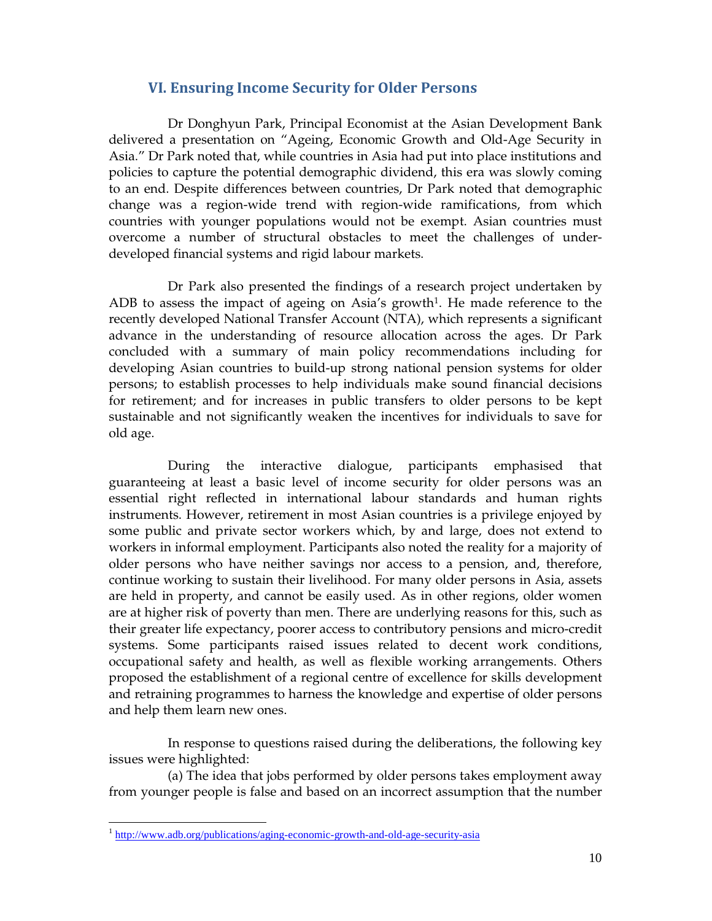## VI. Ensuring Income Security for Older Persons

Dr Donghyun Park, Principal Economist at the Asian Development Bank delivered a presentation on "Ageing, Economic Growth and Old-Age Security in Asia." Dr Park noted that, while countries in Asia had put into place institutions and policies to capture the potential demographic dividend, this era was slowly coming to an end. Despite differences between countries, Dr Park noted that demographic change was a region-wide trend with region-wide ramifications, from which countries with younger populations would not be exempt. Asian countries must overcome a number of structural obstacles to meet the challenges of under-developed financial systems and rigid labour markets.

Dr Park also presented the findings of a research project undertaken by ADB to assess the impact of ageing on Asia's growth[1]. He made reference to the recently developed National Transfer Account (NTA), which represents a significant advance in the understanding of resource allocation across the ages. Dr Park concluded with a summary of main policy recommendations including for developing Asian countries to build-up strong national pension systems for older persons; to establish processes to help individuals make sound financial decisions for retirement; and for increases in public transfers to older persons to be kept sustainable and not significantly weaken the incentives for individuals to save for old age.

During the interactive dialogue, participants emphasised that guaranteeing at least a basic level of income security for older persons was an essential right reflected in international labour standards and human rights instruments. However, retirement in most Asian countries is a privilege enjoyed by some public and private sector workers which, by and large, does not extend to workers in informal employment. Participants also noted the reality for a majority of older persons who have neither savings nor access to a pension, and, therefore, continue working to sustain their livelihood. For many older persons in Asia, assets are held in property, and cannot be easily used. As in other regions, older women are at higher risk of poverty than men. There are underlying reasons for this, such as their greater life expectancy, poorer access to contributory pensions and micro-credit systems. Some participants raised issues related to decent work conditions, occupational safety and health, as well as flexible working arrangements. Others proposed the establishment of a regional centre of excellence for skills development and retraining programmes to harness the knowledge and expertise of older persons and help them learn new ones.

In response to questions raised during the deliberations, the following key issues were highlighted:

(a) The idea that jobs performed by older persons takes employment away from younger people is false and based on an incorrect assumption that the number

---

[1] http://www.adb.org/publications/aging-economic-growth-and-old-age-security-asia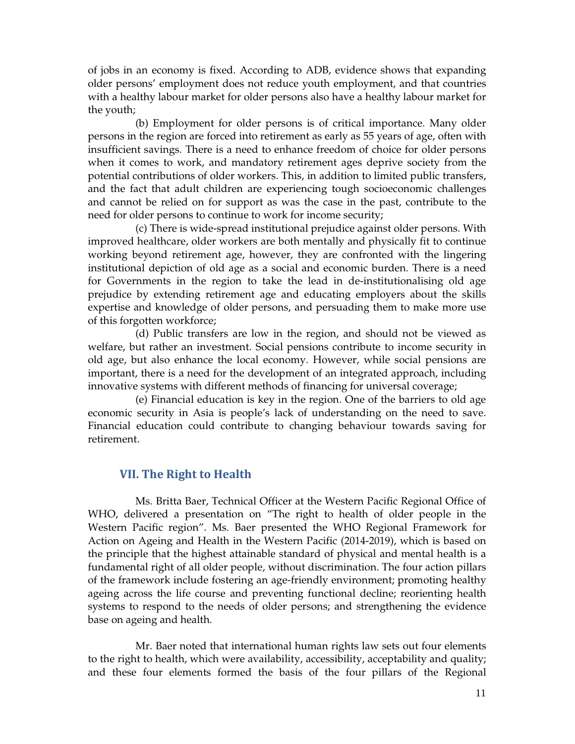of jobs in an economy is fixed. According to ADB, evidence shows that expanding older persons' employment does not reduce youth employment, and that countries with a healthy labour market for older persons also have a healthy labour market for the youth;

(b) Employment for older persons is of critical importance. Many older persons in the region are forced into retirement as early as 55 years of age, often with insufficient savings. There is a need to enhance freedom of choice for older persons when it comes to work, and mandatory retirement ages deprive society from the potential contributions of older workers. This, in addition to limited public transfers, and the fact that adult children are experiencing tough socioeconomic challenges and cannot be relied on for support as was the case in the past, contribute to the need for older persons to continue to work for income security;

(c) There is wide-spread institutional prejudice against older persons. With improved healthcare, older workers are both mentally and physically fit to continue working beyond retirement age, however, they are confronted with the lingering institutional depiction of old age as a social and economic burden. There is a need for Governments in the region to take the lead in de-institutionalising old age prejudice by extending retirement age and educating employers about the skills expertise and knowledge of older persons, and persuading them to make more use of this forgotten workforce;

(d) Public transfers are low in the region, and should not be viewed as welfare, but rather an investment. Social pensions contribute to income security in old age, but also enhance the local economy. However, while social pensions are important, there is a need for the development of an integrated approach, including innovative systems with different methods of financing for universal coverage;

(e) Financial education is key in the region. One of the barriers to old age economic security in Asia is people's lack of understanding on the need to save. Financial education could contribute to changing behaviour towards saving for retirement.

## VII. The Right to Health

Ms. Britta Baer, Technical Officer at the Western Pacific Regional Office of WHO, delivered a presentation on "The right to health of older people in the Western Pacific region". Ms. Baer presented the WHO Regional Framework for Action on Ageing and Health in the Western Pacific (2014-2019), which is based on the principle that the highest attainable standard of physical and mental health is a fundamental right of all older people, without discrimination. The four action pillars of the framework include fostering an age-friendly environment; promoting healthy ageing across the life course and preventing functional decline; reorienting health systems to respond to the needs of older persons; and strengthening the evidence base on ageing and health.

Mr. Baer noted that international human rights law sets out four elements to the right to health, which were availability, accessibility, acceptability and quality; and these four elements formed the basis of the four pillars of the Regional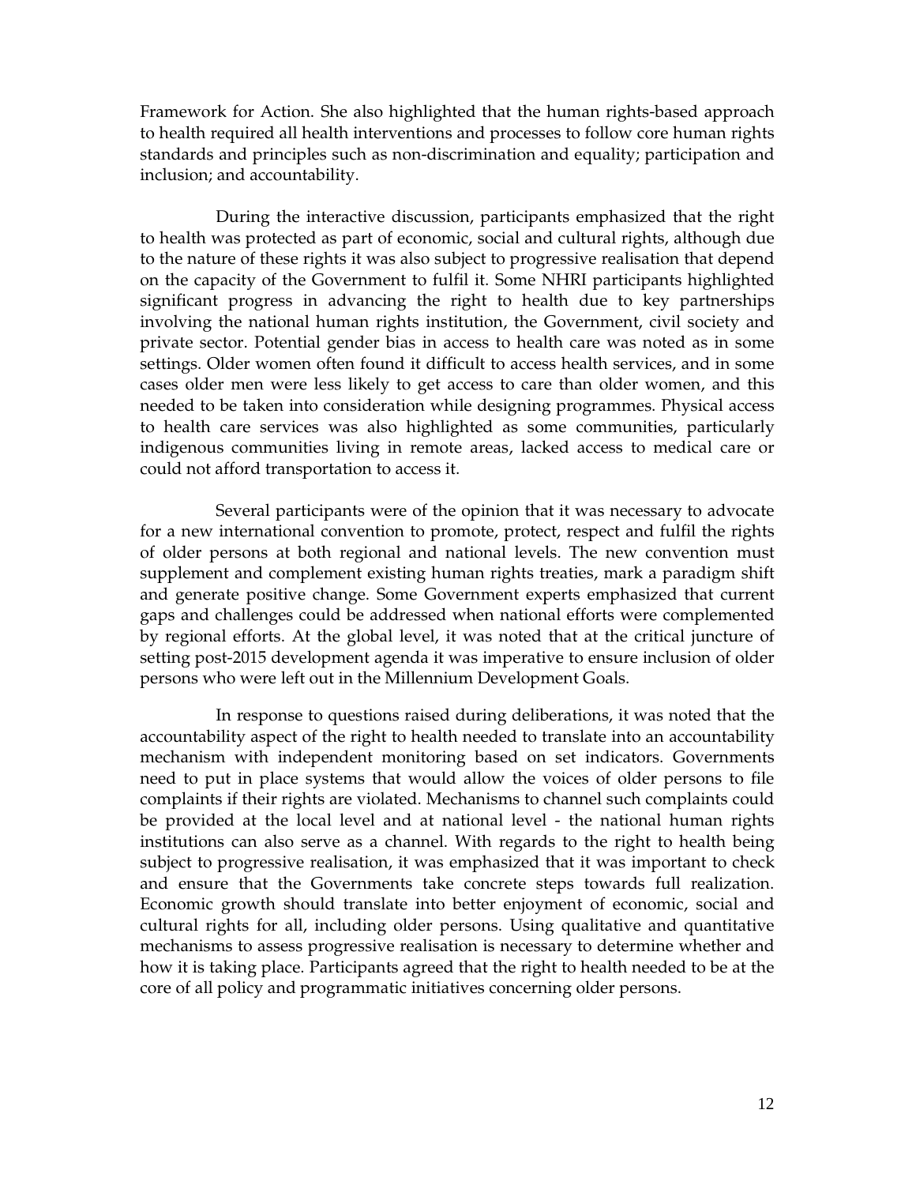Framework for Action. She also highlighted that the human rights-based approach to health required all health interventions and processes to follow core human rights standards and principles such as non-discrimination and equality; participation and inclusion; and accountability.

During the interactive discussion, participants emphasized that the right to health was protected as part of economic, social and cultural rights, although due to the nature of these rights it was also subject to progressive realisation that depend on the capacity of the Government to fulfil it. Some NHRI participants highlighted significant progress in advancing the right to health due to key partnerships involving the national human rights institution, the Government, civil society and private sector. Potential gender bias in access to health care was noted as in some settings. Older women often found it difficult to access health services, and in some cases older men were less likely to get access to care than older women, and this needed to be taken into consideration while designing programmes. Physical access to health care services was also highlighted as some communities, particularly indigenous communities living in remote areas, lacked access to medical care or could not afford transportation to access it.

Several participants were of the opinion that it was necessary to advocate for a new international convention to promote, protect, respect and fulfil the rights of older persons at both regional and national levels. The new convention must supplement and complement existing human rights treaties, mark a paradigm shift and generate positive change. Some Government experts emphasized that current gaps and challenges could be addressed when national efforts were complemented by regional efforts. At the global level, it was noted that at the critical juncture of setting post-2015 development agenda it was imperative to ensure inclusion of older persons who were left out in the Millennium Development Goals.

In response to questions raised during deliberations, it was noted that the accountability aspect of the right to health needed to translate into an accountability mechanism with independent monitoring based on set indicators. Governments need to put in place systems that would allow the voices of older persons to file complaints if their rights are violated. Mechanisms to channel such complaints could be provided at the local level and at national level - the national human rights institutions can also serve as a channel. With regards to the right to health being subject to progressive realisation, it was emphasized that it was important to check and ensure that the Governments take concrete steps towards full realization. Economic growth should translate into better enjoyment of economic, social and cultural rights for all, including older persons. Using qualitative and quantitative mechanisms to assess progressive realisation is necessary to determine whether and how it is taking place. Participants agreed that the right to health needed to be at the core of all policy and programmatic initiatives concerning older persons.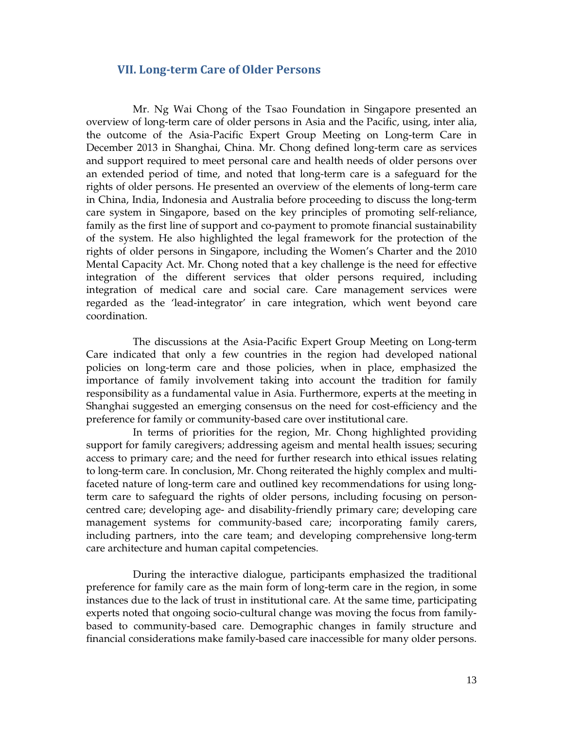## VII. Long-term Care of Older Persons

Mr. Ng Wai Chong of the Tsao Foundation in Singapore presented an overview of long-term care of older persons in Asia and the Pacific, using, inter alia, the outcome of the Asia-Pacific Expert Group Meeting on Long-term Care in December 2013 in Shanghai, China. Mr. Chong defined long-term care as services and support required to meet personal care and health needs of older persons over an extended period of time, and noted that long-term care is a safeguard for the rights of older persons. He presented an overview of the elements of long-term care in China, India, Indonesia and Australia before proceeding to discuss the long-term care system in Singapore, based on the key principles of promoting self-reliance, family as the first line of support and co-payment to promote financial sustainability of the system. He also highlighted the legal framework for the protection of the rights of older persons in Singapore, including the Women's Charter and the 2010 Mental Capacity Act. Mr. Chong noted that a key challenge is the need for effective integration of the different services that older persons required, including integration of medical care and social care. Care management services were regarded as the 'lead-integrator' in care integration, which went beyond care coordination.

The discussions at the Asia-Pacific Expert Group Meeting on Long-term Care indicated that only a few countries in the region had developed national policies on long-term care and those policies, when in place, emphasized the importance of family involvement taking into account the tradition for family responsibility as a fundamental value in Asia. Furthermore, experts at the meeting in Shanghai suggested an emerging consensus on the need for cost-efficiency and the preference for family or community-based care over institutional care.

In terms of priorities for the region, Mr. Chong highlighted providing support for family caregivers; addressing ageism and mental health issues; securing access to primary care; and the need for further research into ethical issues relating to long-term care. In conclusion, Mr. Chong reiterated the highly complex and multi-faceted nature of long-term care and outlined key recommendations for using long-term care to safeguard the rights of older persons, including focusing on person-centred care; developing age- and disability-friendly primary care; developing care management systems for community-based care; incorporating family carers, including partners, into the care team; and developing comprehensive long-term care architecture and human capital competencies.

During the interactive dialogue, participants emphasized the traditional preference for family care as the main form of long-term care in the region, in some instances due to the lack of trust in institutional care. At the same time, participating experts noted that ongoing socio-cultural change was moving the focus from family-based to community-based care. Demographic changes in family structure and financial considerations make family-based care inaccessible for many older persons.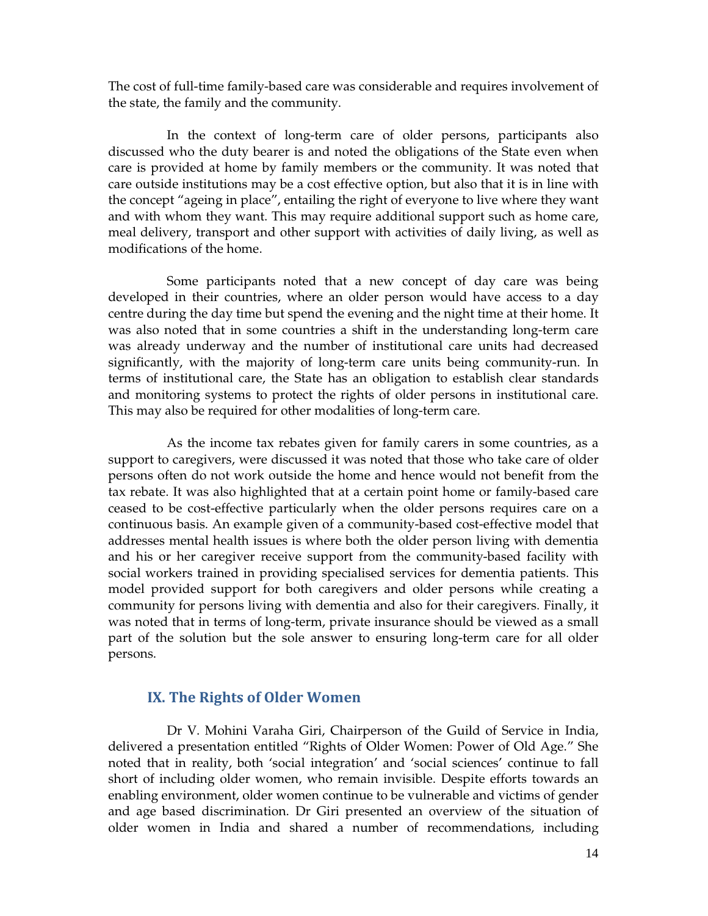The cost of full-time family-based care was considerable and requires involvement of the state, the family and the community.

In the context of long-term care of older persons, participants also discussed who the duty bearer is and noted the obligations of the State even when care is provided at home by family members or the community. It was noted that care outside institutions may be a cost effective option, but also that it is in line with the concept "ageing in place", entailing the right of everyone to live where they want and with whom they want. This may require additional support such as home care, meal delivery, transport and other support with activities of daily living, as well as modifications of the home.

Some participants noted that a new concept of day care was being developed in their countries, where an older person would have access to a day centre during the day time but spend the evening and the night time at their home. It was also noted that in some countries a shift in the understanding long-term care was already underway and the number of institutional care units had decreased significantly, with the majority of long-term care units being community-run. In terms of institutional care, the State has an obligation to establish clear standards and monitoring systems to protect the rights of older persons in institutional care. This may also be required for other modalities of long-term care.

As the income tax rebates given for family carers in some countries, as a support to caregivers, were discussed it was noted that those who take care of older persons often do not work outside the home and hence would not benefit from the tax rebate. It was also highlighted that at a certain point home or family-based care ceased to be cost-effective particularly when the older persons requires care on a continuous basis. An example given of a community-based cost-effective model that addresses mental health issues is where both the older person living with dementia and his or her caregiver receive support from the community-based facility with social workers trained in providing specialised services for dementia patients. This model provided support for both caregivers and older persons while creating a community for persons living with dementia and also for their caregivers. Finally, it was noted that in terms of long-term, private insurance should be viewed as a small part of the solution but the sole answer to ensuring long-term care for all older persons.

## IX. The Rights of Older Women

Dr V. Mohini Varaha Giri, Chairperson of the Guild of Service in India, delivered a presentation entitled "Rights of Older Women: Power of Old Age." She noted that in reality, both 'social integration' and 'social sciences' continue to fall short of including older women, who remain invisible. Despite efforts towards an enabling environment, older women continue to be vulnerable and victims of gender and age based discrimination. Dr Giri presented an overview of the situation of older women in India and shared a number of recommendations, including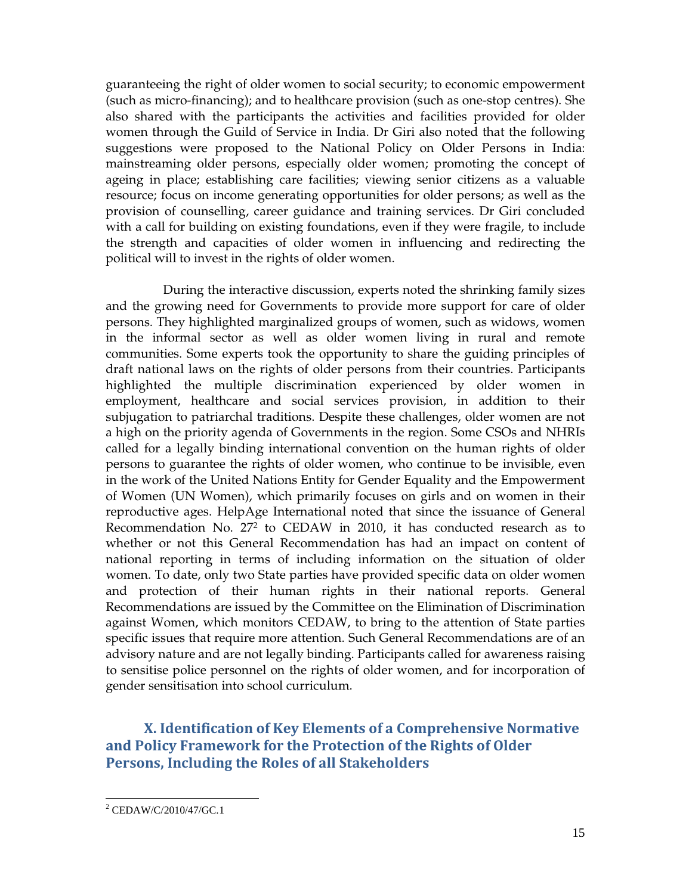guaranteeing the right of older women to social security; to economic empowerment (such as micro-financing); and to healthcare provision (such as one-stop centres). She also shared with the participants the activities and facilities provided for older women through the Guild of Service in India. Dr Giri also noted that the following suggestions were proposed to the National Policy on Older Persons in India: mainstreaming older persons, especially older women; promoting the concept of ageing in place; establishing care facilities; viewing senior citizens as a valuable resource; focus on income generating opportunities for older persons; as well as the provision of counselling, career guidance and training services. Dr Giri concluded with a call for building on existing foundations, even if they were fragile, to include the strength and capacities of older women in influencing and redirecting the political will to invest in the rights of older women.

During the interactive discussion, experts noted the shrinking family sizes and the growing need for Governments to provide more support for care of older persons. They highlighted marginalized groups of women, such as widows, women in the informal sector as well as older women living in rural and remote communities. Some experts took the opportunity to share the guiding principles of draft national laws on the rights of older persons from their countries. Participants highlighted the multiple discrimination experienced by older women in employment, healthcare and social services provision, in addition to their subjugation to patriarchal traditions. Despite these challenges, older women are not a high on the priority agenda of Governments in the region. Some CSOs and NHRIs called for a legally binding international convention on the human rights of older persons to guarantee the rights of older women, who continue to be invisible, even in the work of the United Nations Entity for Gender Equality and the Empowerment of Women (UN Women), which primarily focuses on girls and on women in their reproductive ages. HelpAge International noted that since the issuance of General Recommendation No. 27[2] to CEDAW in 2010, it has conducted research as to whether or not this General Recommendation has had an impact on content of national reporting in terms of including information on the situation of older women. To date, only two State parties have provided specific data on older women and protection of their human rights in their national reports. General Recommendations are issued by the Committee on the Elimination of Discrimination against Women, which monitors CEDAW, to bring to the attention of State parties specific issues that require more attention. Such General Recommendations are of an advisory nature and are not legally binding. Participants called for awareness raising to sensitise police personnel on the rights of older women, and for incorporation of gender sensitisation into school curriculum.

## X. Identification of Key Elements of a Comprehensive Normative and Policy Framework for the Protection of the Rights of Older Persons, Including the Roles of all Stakeholders

[2] CEDAW/C/2010/47/GC.1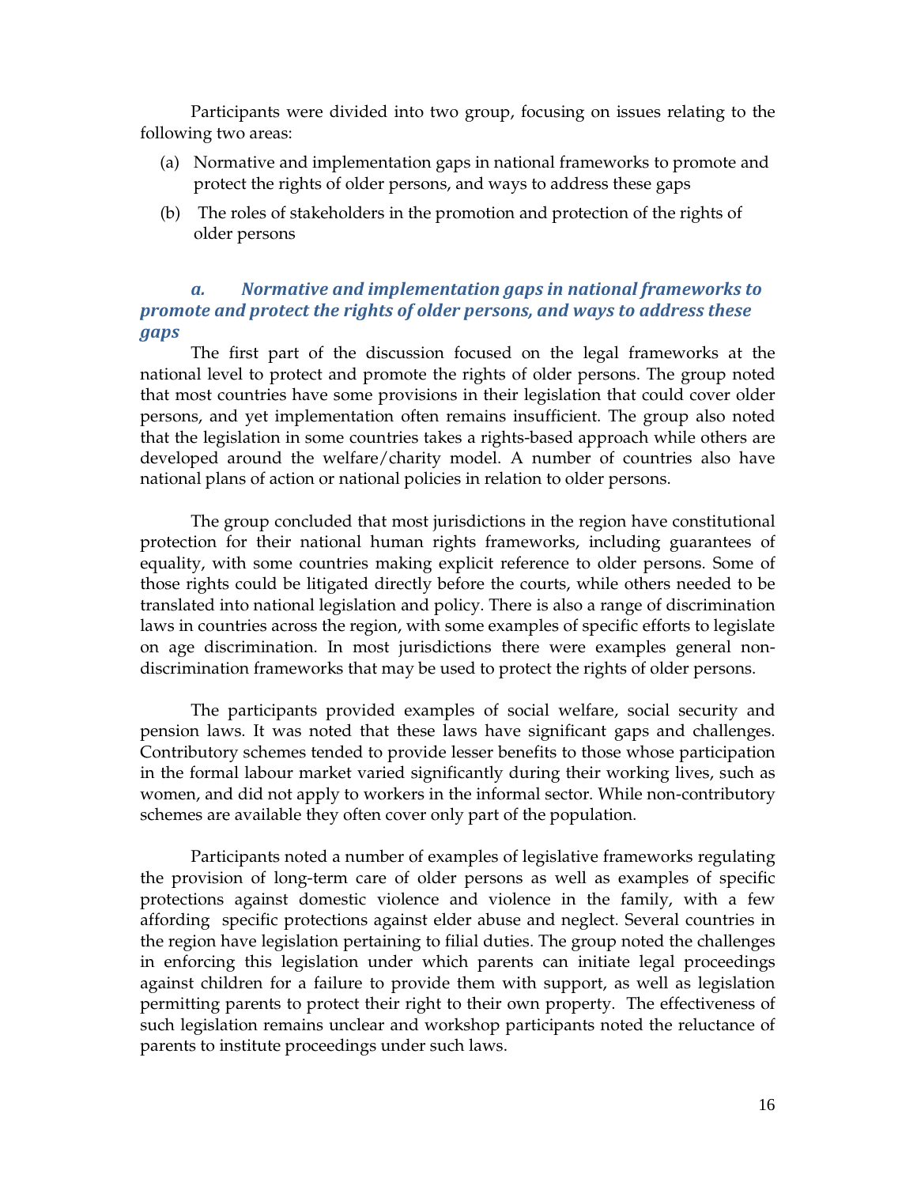Participants were divided into two group, focusing on issues relating to the following two areas:

(a) Normative and implementation gaps in national frameworks to promote and protect the rights of older persons, and ways to address these gaps

(b) The roles of stakeholders in the promotion and protection of the rights of older persons

### *a. Normative and implementation gaps in national frameworks to promote and protect the rights of older persons, and ways to address these gaps*

The first part of the discussion focused on the legal frameworks at the national level to protect and promote the rights of older persons. The group noted that most countries have some provisions in their legislation that could cover older persons, and yet implementation often remains insufficient. The group also noted that the legislation in some countries takes a rights-based approach while others are developed around the welfare/charity model. A number of countries also have national plans of action or national policies in relation to older persons.

The group concluded that most jurisdictions in the region have constitutional protection for their national human rights frameworks, including guarantees of equality, with some countries making explicit reference to older persons. Some of those rights could be litigated directly before the courts, while others needed to be translated into national legislation and policy. There is also a range of discrimination laws in countries across the region, with some examples of specific efforts to legislate on age discrimination. In most jurisdictions there were examples general non-discrimination frameworks that may be used to protect the rights of older persons.

The participants provided examples of social welfare, social security and pension laws. It was noted that these laws have significant gaps and challenges. Contributory schemes tended to provide lesser benefits to those whose participation in the formal labour market varied significantly during their working lives, such as women, and did not apply to workers in the informal sector. While non-contributory schemes are available they often cover only part of the population.

Participants noted a number of examples of legislative frameworks regulating the provision of long-term care of older persons as well as examples of specific protections against domestic violence and violence in the family, with a few affording specific protections against elder abuse and neglect. Several countries in the region have legislation pertaining to filial duties. The group noted the challenges in enforcing this legislation under which parents can initiate legal proceedings against children for a failure to provide them with support, as well as legislation permitting parents to protect their right to their own property. The effectiveness of such legislation remains unclear and workshop participants noted the reluctance of parents to institute proceedings under such laws.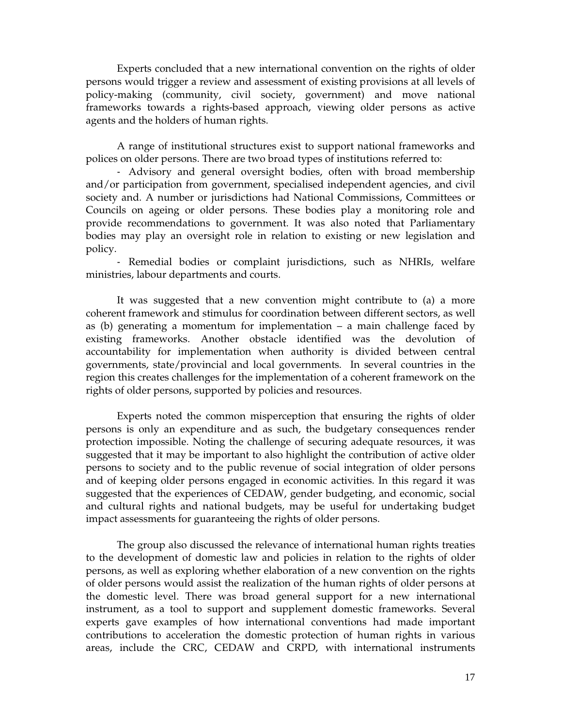Experts concluded that a new international convention on the rights of older persons would trigger a review and assessment of existing provisions at all levels of policy-making (community, civil society, government) and move national frameworks towards a rights-based approach, viewing older persons as active agents and the holders of human rights.

A range of institutional structures exist to support national frameworks and polices on older persons. There are two broad types of institutions referred to:

- Advisory and general oversight bodies, often with broad membership and/or participation from government, specialised independent agencies, and civil society and. A number or jurisdictions had National Commissions, Committees or Councils on ageing or older persons. These bodies play a monitoring role and provide recommendations to government. It was also noted that Parliamentary bodies may play an oversight role in relation to existing or new legislation and policy.
- Remedial bodies or complaint jurisdictions, such as NHRIs, welfare ministries, labour departments and courts.

It was suggested that a new convention might contribute to (a) a more coherent framework and stimulus for coordination between different sectors, as well as (b) generating a momentum for implementation – a main challenge faced by existing frameworks. Another obstacle identified was the devolution of accountability for implementation when authority is divided between central governments, state/provincial and local governments. In several countries in the region this creates challenges for the implementation of a coherent framework on the rights of older persons, supported by policies and resources.

Experts noted the common misperception that ensuring the rights of older persons is only an expenditure and as such, the budgetary consequences render protection impossible. Noting the challenge of securing adequate resources, it was suggested that it may be important to also highlight the contribution of active older persons to society and to the public revenue of social integration of older persons and of keeping older persons engaged in economic activities. In this regard it was suggested that the experiences of CEDAW, gender budgeting, and economic, social and cultural rights and national budgets, may be useful for undertaking budget impact assessments for guaranteeing the rights of older persons.

The group also discussed the relevance of international human rights treaties to the development of domestic law and policies in relation to the rights of older persons, as well as exploring whether elaboration of a new convention on the rights of older persons would assist the realization of the human rights of older persons at the domestic level. There was broad general support for a new international instrument, as a tool to support and supplement domestic frameworks. Several experts gave examples of how international conventions had made important contributions to acceleration the domestic protection of human rights in various areas, include the CRC, CEDAW and CRPD, with international instruments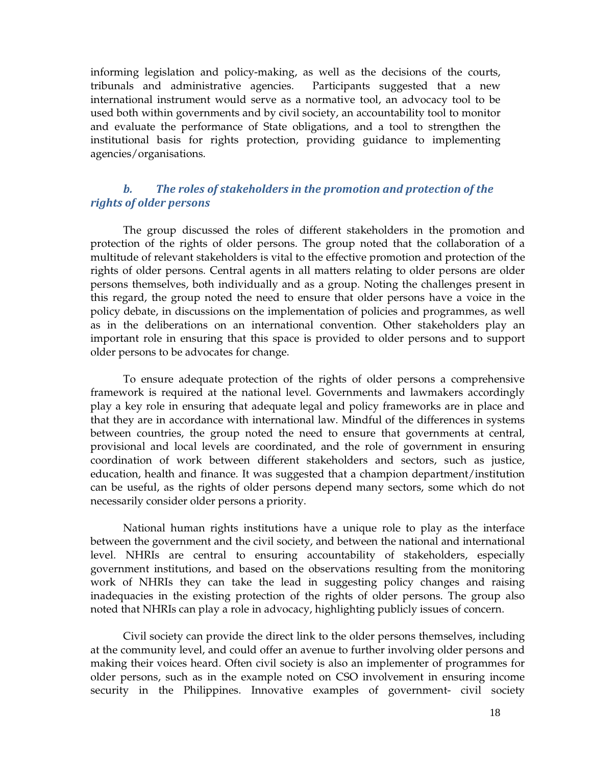informing legislation and policy-making, as well as the decisions of the courts, tribunals and administrative agencies. Participants suggested that a new international instrument would serve as a normative tool, an advocacy tool to be used both within governments and by civil society, an accountability tool to monitor and evaluate the performance of State obligations, and a tool to strengthen the institutional basis for rights protection, providing guidance to implementing agencies/organisations.

### *b. The roles of stakeholders in the promotion and protection of the rights of older persons*

The group discussed the roles of different stakeholders in the promotion and protection of the rights of older persons. The group noted that the collaboration of a multitude of relevant stakeholders is vital to the effective promotion and protection of the rights of older persons. Central agents in all matters relating to older persons are older persons themselves, both individually and as a group. Noting the challenges present in this regard, the group noted the need to ensure that older persons have a voice in the policy debate, in discussions on the implementation of policies and programmes, as well as in the deliberations on an international convention. Other stakeholders play an important role in ensuring that this space is provided to older persons and to support older persons to be advocates for change.

To ensure adequate protection of the rights of older persons a comprehensive framework is required at the national level. Governments and lawmakers accordingly play a key role in ensuring that adequate legal and policy frameworks are in place and that they are in accordance with international law. Mindful of the differences in systems between countries, the group noted the need to ensure that governments at central, provisional and local levels are coordinated, and the role of government in ensuring coordination of work between different stakeholders and sectors, such as justice, education, health and finance. It was suggested that a champion department/institution can be useful, as the rights of older persons depend many sectors, some which do not necessarily consider older persons a priority.

National human rights institutions have a unique role to play as the interface between the government and the civil society, and between the national and international level. NHRIs are central to ensuring accountability of stakeholders, especially government institutions, and based on the observations resulting from the monitoring work of NHRIs they can take the lead in suggesting policy changes and raising inadequacies in the existing protection of the rights of older persons. The group also noted that NHRIs can play a role in advocacy, highlighting publicly issues of concern.

Civil society can provide the direct link to the older persons themselves, including at the community level, and could offer an avenue to further involving older persons and making their voices heard. Often civil society is also an implementer of programmes for older persons, such as in the example noted on CSO involvement in ensuring income security in the Philippines. Innovative examples of government- civil society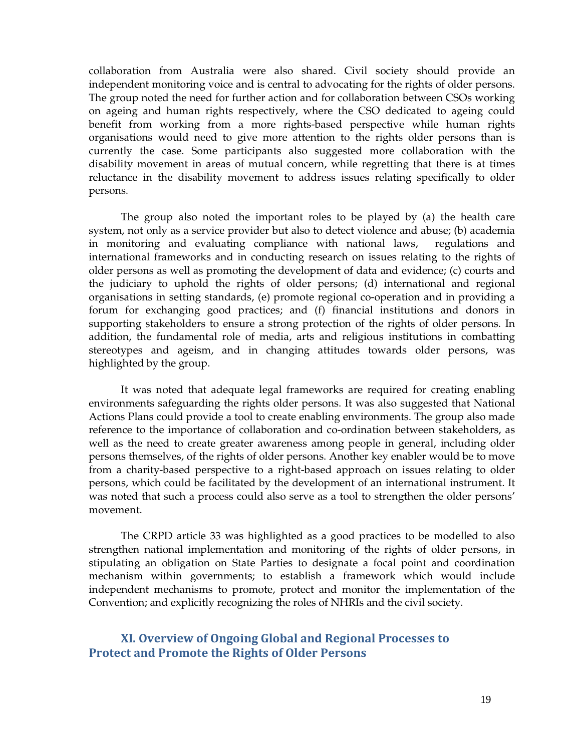collaboration from Australia were also shared. Civil society should provide an independent monitoring voice and is central to advocating for the rights of older persons. The group noted the need for further action and for collaboration between CSOs working on ageing and human rights respectively, where the CSO dedicated to ageing could benefit from working from a more rights-based perspective while human rights organisations would need to give more attention to the rights older persons than is currently the case. Some participants also suggested more collaboration with the disability movement in areas of mutual concern, while regretting that there is at times reluctance in the disability movement to address issues relating specifically to older persons.

The group also noted the important roles to be played by (a) the health care system, not only as a service provider but also to detect violence and abuse; (b) academia in monitoring and evaluating compliance with national laws, regulations and international frameworks and in conducting research on issues relating to the rights of older persons as well as promoting the development of data and evidence; (c) courts and the judiciary to uphold the rights of older persons; (d) international and regional organisations in setting standards, (e) promote regional co-operation and in providing a forum for exchanging good practices; and (f) financial institutions and donors in supporting stakeholders to ensure a strong protection of the rights of older persons. In addition, the fundamental role of media, arts and religious institutions in combatting stereotypes and ageism, and in changing attitudes towards older persons, was highlighted by the group.

It was noted that adequate legal frameworks are required for creating enabling environments safeguarding the rights older persons. It was also suggested that National Actions Plans could provide a tool to create enabling environments. The group also made reference to the importance of collaboration and co-ordination between stakeholders, as well as the need to create greater awareness among people in general, including older persons themselves, of the rights of older persons. Another key enabler would be to move from a charity-based perspective to a right-based approach on issues relating to older persons, which could be facilitated by the development of an international instrument. It was noted that such a process could also serve as a tool to strengthen the older persons' movement.

The CRPD article 33 was highlighted as a good practices to be modelled to also strengthen national implementation and monitoring of the rights of older persons, in stipulating an obligation on State Parties to designate a focal point and coordination mechanism within governments; to establish a framework which would include independent mechanisms to promote, protect and monitor the implementation of the Convention; and explicitly recognizing the roles of NHRIs and the civil society.

## XI. Overview of Ongoing Global and Regional Processes to Protect and Promote the Rights of Older Persons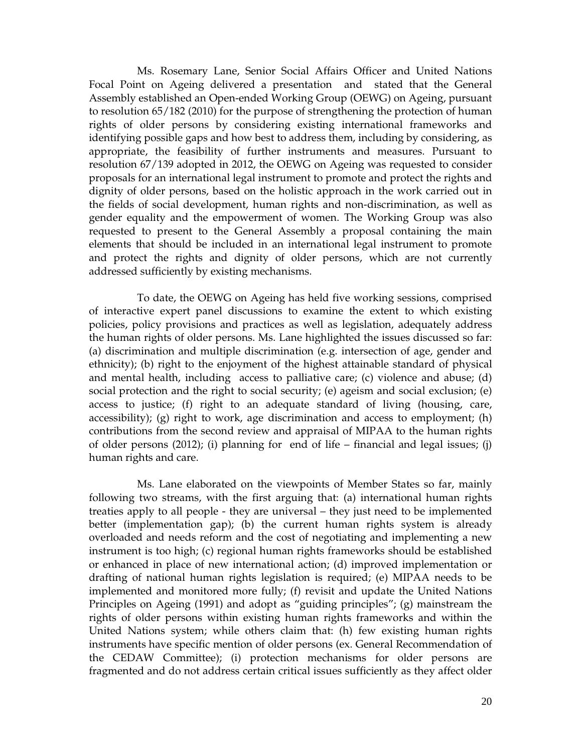Ms. Rosemary Lane, Senior Social Affairs Officer and United Nations Focal Point on Ageing delivered a presentation and stated that the General Assembly established an Open-ended Working Group (OEWG) on Ageing, pursuant to resolution 65/182 (2010) for the purpose of strengthening the protection of human rights of older persons by considering existing international frameworks and identifying possible gaps and how best to address them, including by considering, as appropriate, the feasibility of further instruments and measures. Pursuant to resolution 67/139 adopted in 2012, the OEWG on Ageing was requested to consider proposals for an international legal instrument to promote and protect the rights and dignity of older persons, based on the holistic approach in the work carried out in the fields of social development, human rights and non-discrimination, as well as gender equality and the empowerment of women. The Working Group was also requested to present to the General Assembly a proposal containing the main elements that should be included in an international legal instrument to promote and protect the rights and dignity of older persons, which are not currently addressed sufficiently by existing mechanisms.

To date, the OEWG on Ageing has held five working sessions, comprised of interactive expert panel discussions to examine the extent to which existing policies, policy provisions and practices as well as legislation, adequately address the human rights of older persons. Ms. Lane highlighted the issues discussed so far: (a) discrimination and multiple discrimination (e.g. intersection of age, gender and ethnicity); (b) right to the enjoyment of the highest attainable standard of physical and mental health, including access to palliative care; (c) violence and abuse; (d) social protection and the right to social security; (e) ageism and social exclusion; (e) access to justice; (f) right to an adequate standard of living (housing, care, accessibility); (g) right to work, age discrimination and access to employment; (h) contributions from the second review and appraisal of MIPAA to the human rights of older persons (2012); (i) planning for end of life – financial and legal issues; (j) human rights and care.

Ms. Lane elaborated on the viewpoints of Member States so far, mainly following two streams, with the first arguing that: (a) international human rights treaties apply to all people - they are universal – they just need to be implemented better (implementation gap); (b) the current human rights system is already overloaded and needs reform and the cost of negotiating and implementing a new instrument is too high; (c) regional human rights frameworks should be established or enhanced in place of new international action; (d) improved implementation or drafting of national human rights legislation is required; (e) MIPAA needs to be implemented and monitored more fully; (f) revisit and update the United Nations Principles on Ageing (1991) and adopt as "guiding principles"; (g) mainstream the rights of older persons within existing human rights frameworks and within the United Nations system; while others claim that: (h) few existing human rights instruments have specific mention of older persons (ex. General Recommendation of the CEDAW Committee); (i) protection mechanisms for older persons are fragmented and do not address certain critical issues sufficiently as they affect older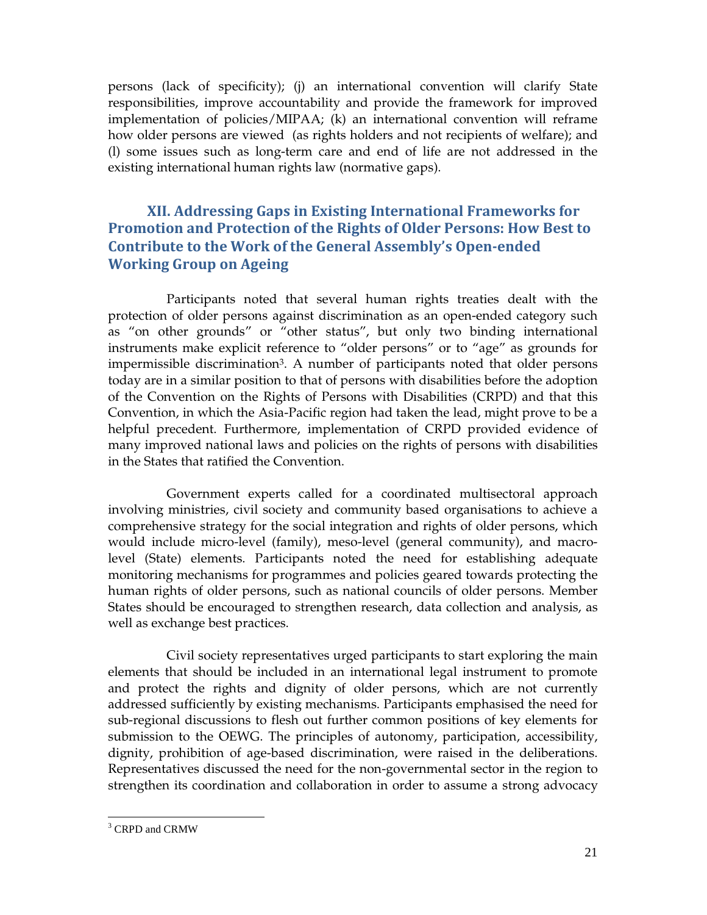persons (lack of specificity); (j) an international convention will clarify State responsibilities, improve accountability and provide the framework for improved implementation of policies/MIPAA; (k) an international convention will reframe how older persons are viewed (as rights holders and not recipients of welfare); and (l) some issues such as long-term care and end of life are not addressed in the existing international human rights law (normative gaps).

## XII. Addressing Gaps in Existing International Frameworks for Promotion and Protection of the Rights of Older Persons: How Best to Contribute to the Work of the General Assembly's Open-ended Working Group on Ageing

Participants noted that several human rights treaties dealt with the protection of older persons against discrimination as an open-ended category such as "on other grounds" or "other status", but only two binding international instruments make explicit reference to "older persons" or to "age" as grounds for impermissible discrimination[3]. A number of participants noted that older persons today are in a similar position to that of persons with disabilities before the adoption of the Convention on the Rights of Persons with Disabilities (CRPD) and that this Convention, in which the Asia-Pacific region had taken the lead, might prove to be a helpful precedent. Furthermore, implementation of CRPD provided evidence of many improved national laws and policies on the rights of persons with disabilities in the States that ratified the Convention.

Government experts called for a coordinated multisectoral approach involving ministries, civil society and community based organisations to achieve a comprehensive strategy for the social integration and rights of older persons, which would include micro-level (family), meso-level (general community), and macro-level (State) elements. Participants noted the need for establishing adequate monitoring mechanisms for programmes and policies geared towards protecting the human rights of older persons, such as national councils of older persons. Member States should be encouraged to strengthen research, data collection and analysis, as well as exchange best practices.

Civil society representatives urged participants to start exploring the main elements that should be included in an international legal instrument to promote and protect the rights and dignity of older persons, which are not currently addressed sufficiently by existing mechanisms. Participants emphasised the need for sub-regional discussions to flesh out further common positions of key elements for submission to the OEWG. The principles of autonomy, participation, accessibility, dignity, prohibition of age-based discrimination, were raised in the deliberations. Representatives discussed the need for the non-governmental sector in the region to strengthen its coordination and collaboration in order to assume a strong advocacy

[3] CRPD and CRMW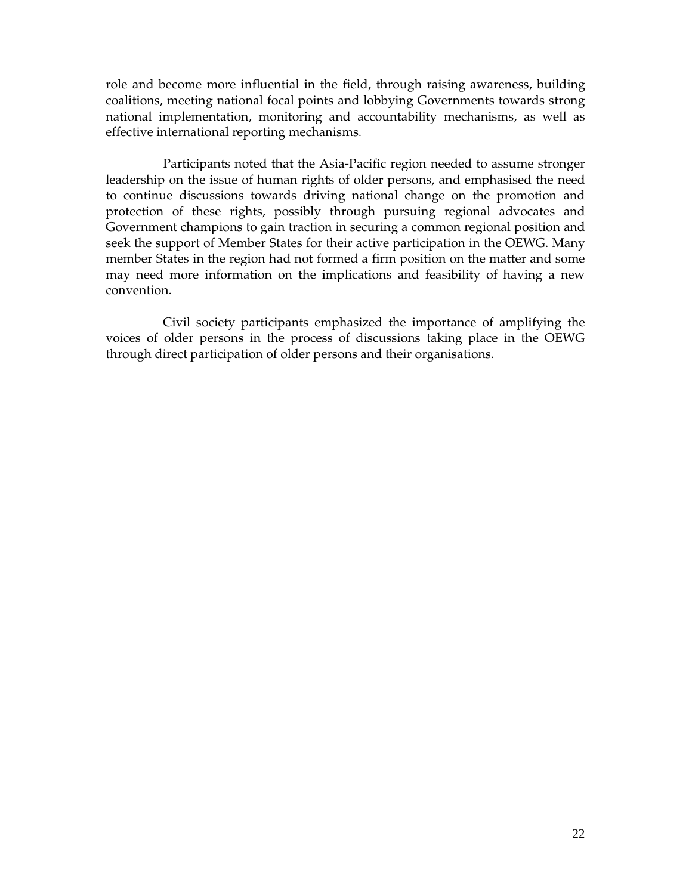role and become more influential in the field, through raising awareness, building coalitions, meeting national focal points and lobbying Governments towards strong national implementation, monitoring and accountability mechanisms, as well as effective international reporting mechanisms.

Participants noted that the Asia-Pacific region needed to assume stronger leadership on the issue of human rights of older persons, and emphasised the need to continue discussions towards driving national change on the promotion and protection of these rights, possibly through pursuing regional advocates and Government champions to gain traction in securing a common regional position and seek the support of Member States for their active participation in the OEWG. Many member States in the region had not formed a firm position on the matter and some may need more information on the implications and feasibility of having a new convention.

Civil society participants emphasized the importance of amplifying the voices of older persons in the process of discussions taking place in the OEWG through direct participation of older persons and their organisations.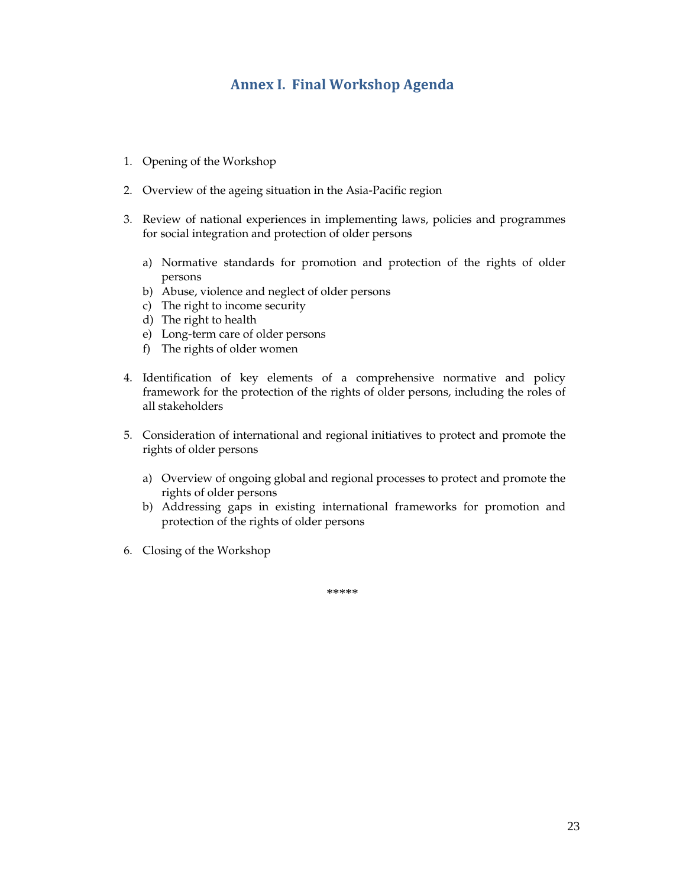# Annex I. Final Workshop Agenda

1. Opening of the Workshop

2. Overview of the ageing situation in the Asia-Pacific region

3. Review of national experiences in implementing laws, policies and programmes for social integration and protection of older persons

   a) Normative standards for promotion and protection of the rights of older persons
   b) Abuse, violence and neglect of older persons
   c) The right to income security
   d) The right to health
   e) Long-term care of older persons
   f) The rights of older women

4. Identification of key elements of a comprehensive normative and policy framework for the protection of the rights of older persons, including the roles of all stakeholders

5. Consideration of international and regional initiatives to protect and promote the rights of older persons

   a) Overview of ongoing global and regional processes to protect and promote the rights of older persons
   b) Addressing gaps in existing international frameworks for promotion and protection of the rights of older persons

6. Closing of the Workshop

*****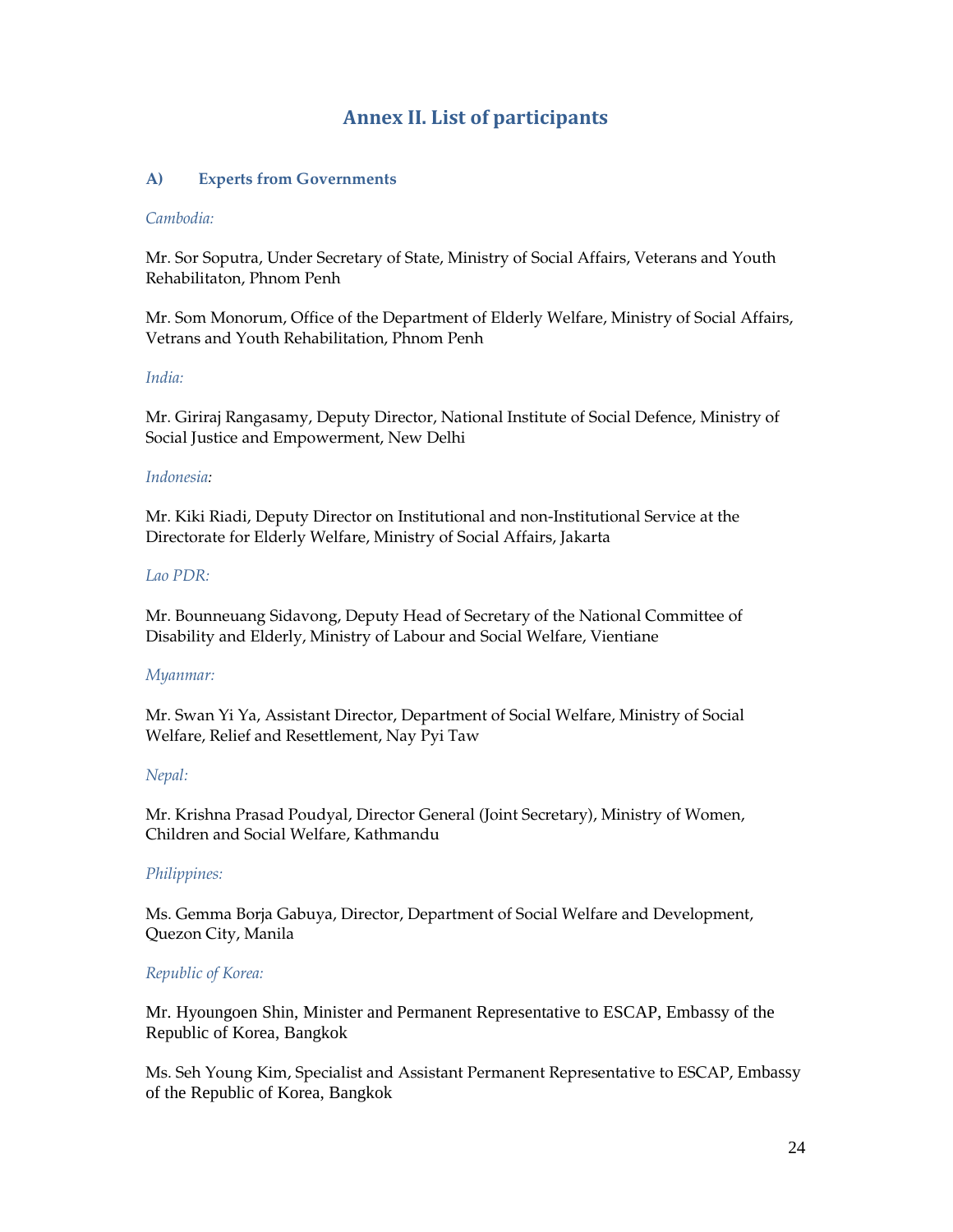# Annex II. List of participants

## A) Experts from Governments

*Cambodia:*

Mr. Sor Soputra, Under Secretary of State, Ministry of Social Affairs, Veterans and Youth Rehabilitaton, Phnom Penh

Mr. Som Monorum, Office of the Department of Elderly Welfare, Ministry of Social Affairs, Vetrans and Youth Rehabilitation, Phnom Penh

*India:*

Mr. Giriraj Rangasamy, Deputy Director, National Institute of Social Defence, Ministry of Social Justice and Empowerment, New Delhi

*Indonesia:*

Mr. Kiki Riadi, Deputy Director on Institutional and non-Institutional Service at the Directorate for Elderly Welfare, Ministry of Social Affairs, Jakarta

*Lao PDR:*

Mr. Bounneuang Sidavong, Deputy Head of Secretary of the National Committee of Disability and Elderly, Ministry of Labour and Social Welfare, Vientiane

*Myanmar:*

Mr. Swan Yi Ya, Assistant Director, Department of Social Welfare, Ministry of Social Welfare, Relief and Resettlement, Nay Pyi Taw

*Nepal:*

Mr. Krishna Prasad Poudyal, Director General (Joint Secretary), Ministry of Women, Children and Social Welfare, Kathmandu

*Philippines:*

Ms. Gemma Borja Gabuya, Director, Department of Social Welfare and Development, Quezon City, Manila

*Republic of Korea:*

Mr. Hyoungoen Shin, Minister and Permanent Representative to ESCAP, Embassy of the Republic of Korea, Bangkok

Ms. Seh Young Kim, Specialist and Assistant Permanent Representative to ESCAP, Embassy of the Republic of Korea, Bangkok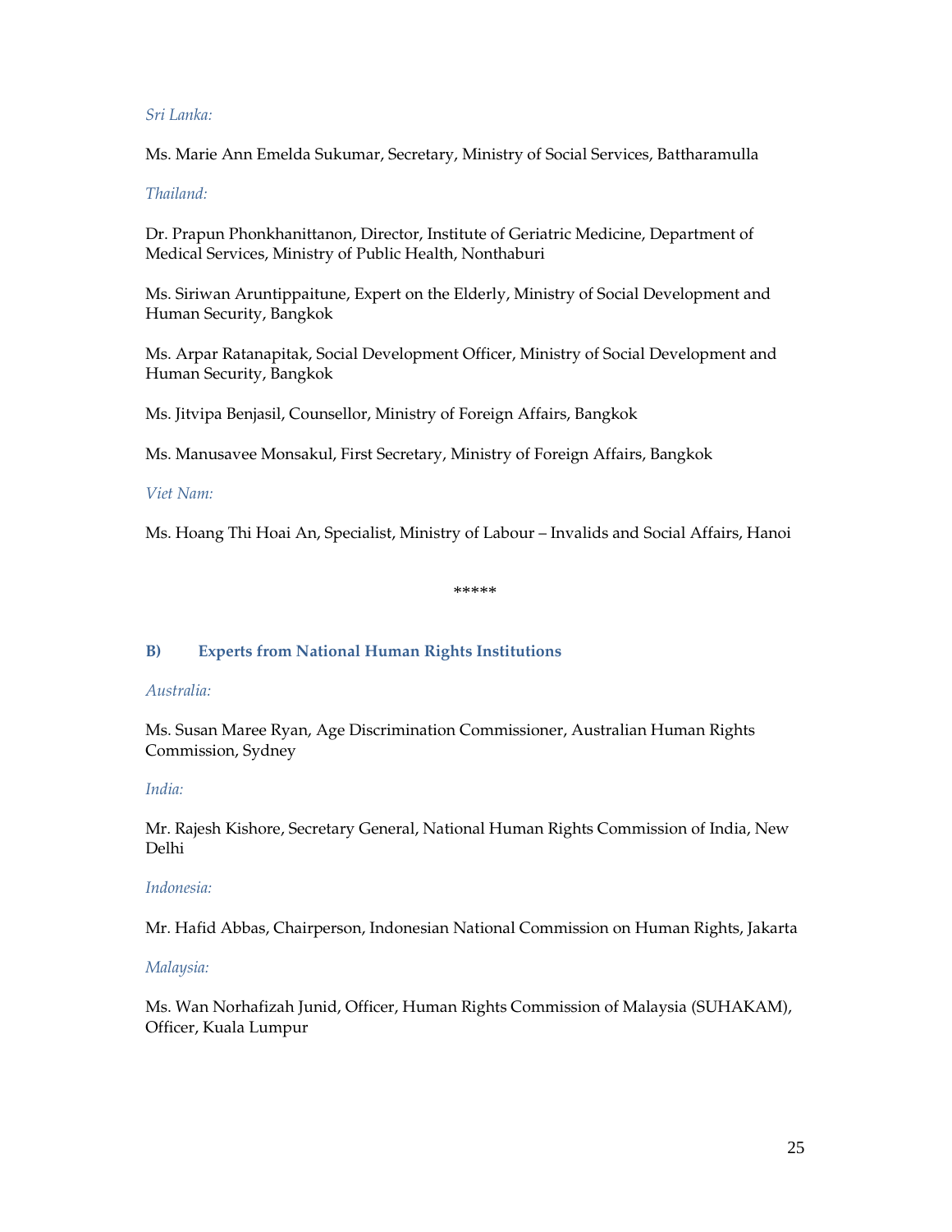*Sri Lanka:*

Ms. Marie Ann Emelda Sukumar, Secretary, Ministry of Social Services, Battharamulla

*Thailand:*

Dr. Prapun Phonkhanittanon, Director, Institute of Geriatric Medicine, Department of Medical Services, Ministry of Public Health, Nonthaburi

Ms. Siriwan Aruntippaitune, Expert on the Elderly, Ministry of Social Development and Human Security, Bangkok

Ms. Arpar Ratanapitak, Social Development Officer, Ministry of Social Development and Human Security, Bangkok

Ms. Jitvipa Benjasil, Counsellor, Ministry of Foreign Affairs, Bangkok

Ms. Manusavee Monsakul, First Secretary, Ministry of Foreign Affairs, Bangkok

*Viet Nam:*

Ms. Hoang Thi Hoai An, Specialist, Ministry of Labour – Invalids and Social Affairs, Hanoi

*****

## B) Experts from National Human Rights Institutions

*Australia:*

Ms. Susan Maree Ryan, Age Discrimination Commissioner, Australian Human Rights Commission, Sydney

*India:*

Mr. Rajesh Kishore, Secretary General, National Human Rights Commission of India, New Delhi

*Indonesia:*

Mr. Hafid Abbas, Chairperson, Indonesian National Commission on Human Rights, Jakarta

*Malaysia:*

Ms. Wan Norhafizah Junid, Officer, Human Rights Commission of Malaysia (SUHAKAM), Officer, Kuala Lumpur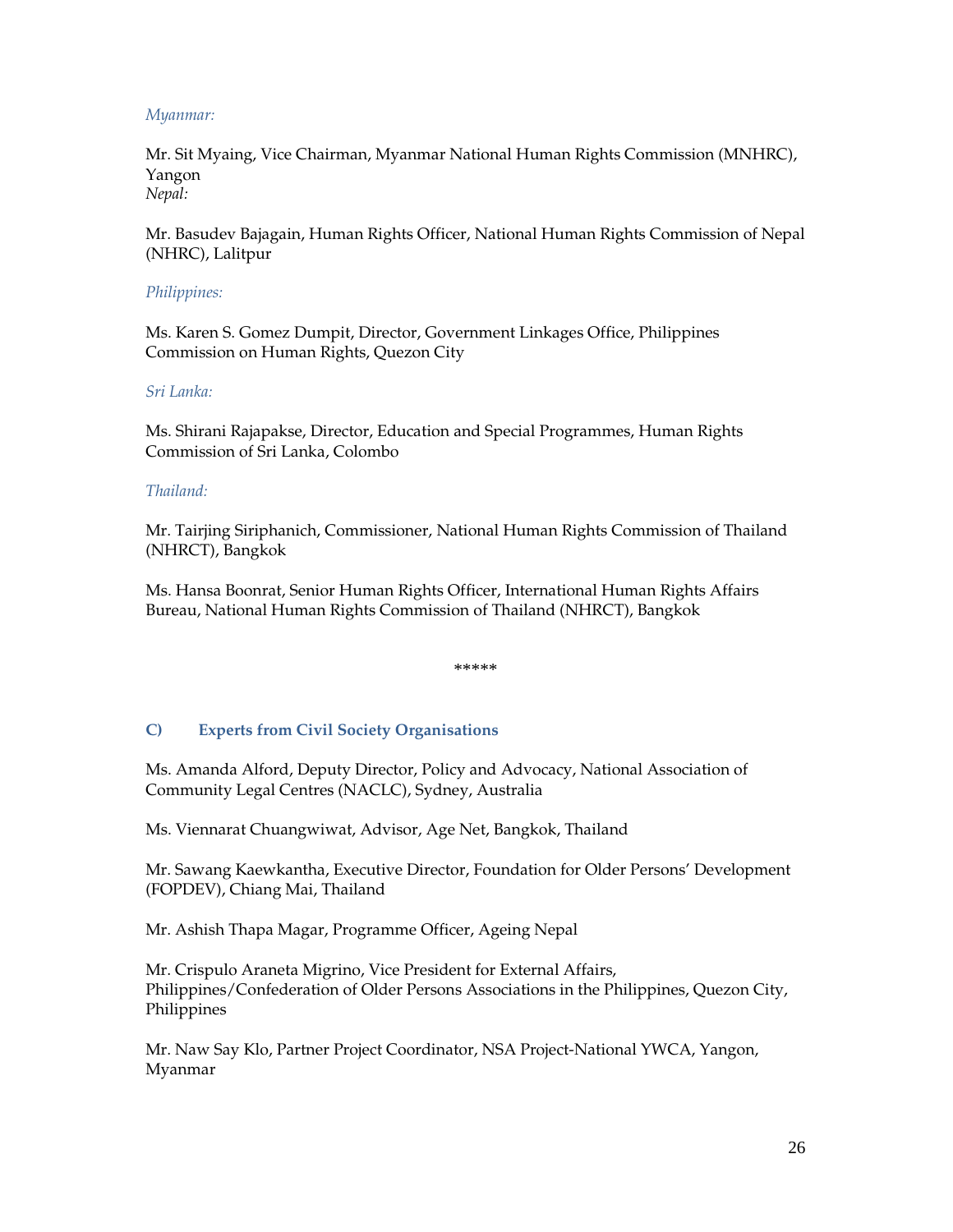*Myanmar:*

Mr. Sit Myaing, Vice Chairman, Myanmar National Human Rights Commission (MNHRC), Yangon

*Nepal:*

Mr. Basudev Bajagain, Human Rights Officer, National Human Rights Commission of Nepal (NHRC), Lalitpur

*Philippines:*

Ms. Karen S. Gomez Dumpit, Director, Government Linkages Office, Philippines Commission on Human Rights, Quezon City

*Sri Lanka:*

Ms. Shirani Rajapakse, Director, Education and Special Programmes, Human Rights Commission of Sri Lanka, Colombo

*Thailand:*

Mr. Tairjing Siriphanich, Commissioner, National Human Rights Commission of Thailand (NHRCT), Bangkok

Ms. Hansa Boonrat, Senior Human Rights Officer, International Human Rights Affairs Bureau, National Human Rights Commission of Thailand (NHRCT), Bangkok

*****

### C) Experts from Civil Society Organisations

Ms. Amanda Alford, Deputy Director, Policy and Advocacy, National Association of Community Legal Centres (NACLC), Sydney, Australia

Ms. Viennarat Chuangwiwat, Advisor, Age Net, Bangkok, Thailand

Mr. Sawang Kaewkantha, Executive Director, Foundation for Older Persons' Development (FOPDEV), Chiang Mai, Thailand

Mr. Ashish Thapa Magar, Programme Officer, Ageing Nepal

Mr. Crispulo Araneta Migrino, Vice President for External Affairs, Philippines/Confederation of Older Persons Associations in the Philippines, Quezon City, Philippines

Mr. Naw Say Klo, Partner Project Coordinator, NSA Project-National YWCA, Yangon, Myanmar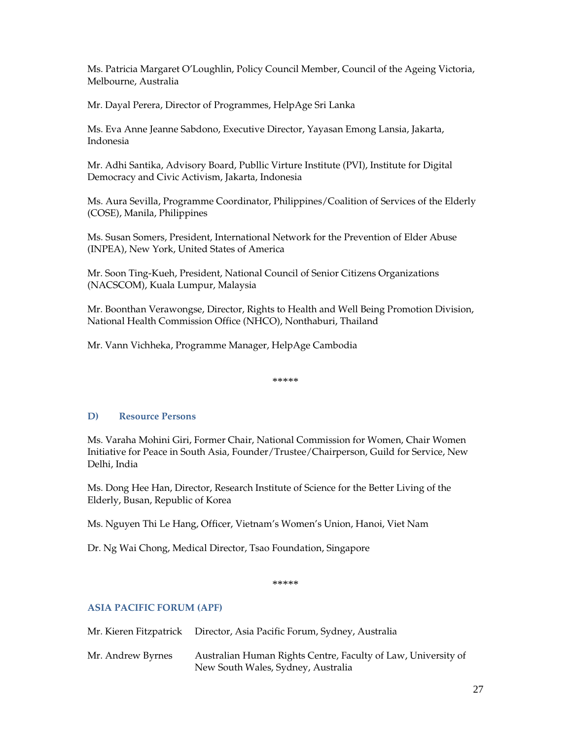Ms. Patricia Margaret O'Loughlin, Policy Council Member, Council of the Ageing Victoria, Melbourne, Australia

Mr. Dayal Perera, Director of Programmes, HelpAge Sri Lanka

Ms. Eva Anne Jeanne Sabdono, Executive Director, Yayasan Emong Lansia, Jakarta, Indonesia

Mr. Adhi Santika, Advisory Board, Publlic Virture Institute (PVI), Institute for Digital Democracy and Civic Activism, Jakarta, Indonesia

Ms. Aura Sevilla, Programme Coordinator, Philippines/Coalition of Services of the Elderly (COSE), Manila, Philippines

Ms. Susan Somers, President, International Network for the Prevention of Elder Abuse (INPEA), New York, United States of America

Mr. Soon Ting-Kueh, President, National Council of Senior Citizens Organizations (NACSCOM), Kuala Lumpur, Malaysia

Mr. Boonthan Verawongse, Director, Rights to Health and Well Being Promotion Division, National Health Commission Office (NHCO), Nonthaburi, Thailand

Mr. Vann Vichheka, Programme Manager, HelpAge Cambodia

*****

### D) Resource Persons

Ms. Varaha Mohini Giri, Former Chair, National Commission for Women, Chair Women Initiative for Peace in South Asia, Founder/Trustee/Chairperson, Guild for Service, New Delhi, India

Ms. Dong Hee Han, Director, Research Institute of Science for the Better Living of the Elderly, Busan, Republic of Korea

Ms. Nguyen Thi Le Hang, Officer, Vietnam's Women's Union, Hanoi, Viet Nam

Dr. Ng Wai Chong, Medical Director, Tsao Foundation, Singapore

*****

### ASIA PACIFIC FORUM (APF)

Mr. Kieren Fitzpatrick — Director, Asia Pacific Forum, Sydney, Australia

Mr. Andrew Byrnes — Australian Human Rights Centre, Faculty of Law, University of New South Wales, Sydney, Australia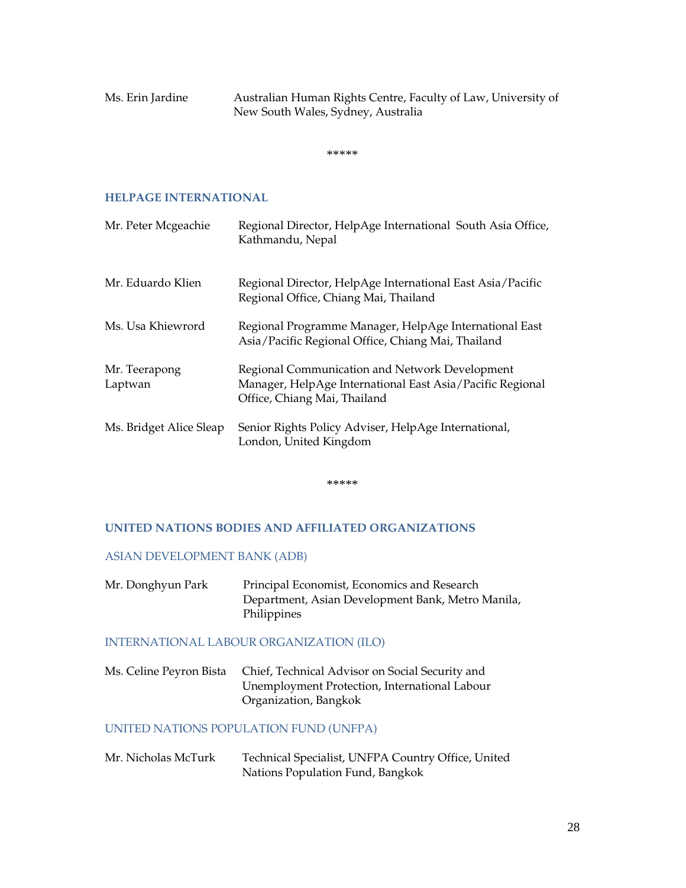| | |
|---|---|
| Ms. Erin Jardine | Australian Human Rights Centre, Faculty of Law, University of New South Wales, Sydney, Australia |

*****

## HELPAGE INTERNATIONAL

| | |
|---|---|
| Mr. Peter Mcgeachie | Regional Director, HelpAge International South Asia Office, Kathmandu, Nepal |
| Mr. Eduardo Klien | Regional Director, HelpAge International East Asia/Pacific Regional Office, Chiang Mai, Thailand |
| Ms. Usa Khiewrord | Regional Programme Manager, HelpAge International East Asia/Pacific Regional Office, Chiang Mai, Thailand |
| Mr. Teerapong Laptwan | Regional Communication and Network Development Manager, HelpAge International East Asia/Pacific Regional Office, Chiang Mai, Thailand |
| Ms. Bridget Alice Sleap | Senior Rights Policy Adviser, HelpAge International, London, United Kingdom |

*****

## UNITED NATIONS BODIES AND AFFILIATED ORGANIZATIONS

### ASIAN DEVELOPMENT BANK (ADB)

| | |
|---|---|
| Mr. Donghyun Park | Principal Economist, Economics and Research Department, Asian Development Bank, Metro Manila, Philippines |

### INTERNATIONAL LABOUR ORGANIZATION (ILO)

| | |
|---|---|
| Ms. Celine Peyron Bista | Chief, Technical Advisor on Social Security and Unemployment Protection, International Labour Organization, Bangkok |

### UNITED NATIONS POPULATION FUND (UNFPA)

| | |
|---|---|
| Mr. Nicholas McTurk | Technical Specialist, UNFPA Country Office, United Nations Population Fund, Bangkok |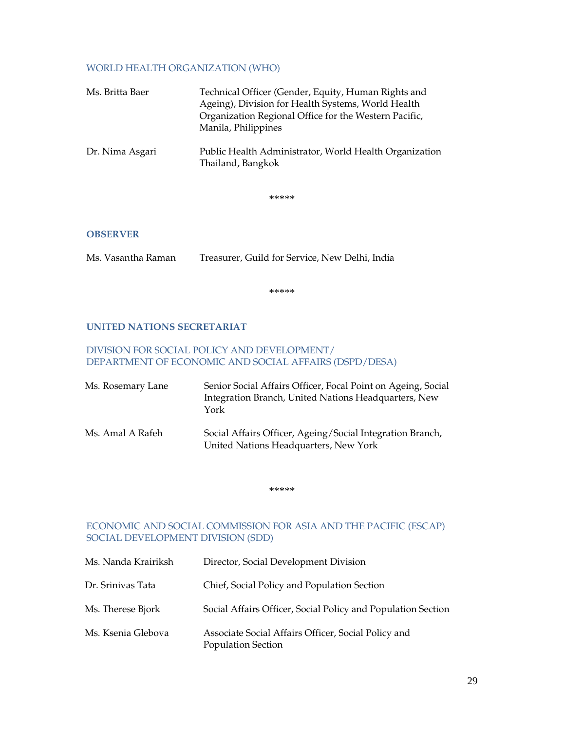### WORLD HEALTH ORGANIZATION (WHO)

| | |
|---|---|
| Ms. Britta Baer | Technical Officer (Gender, Equity, Human Rights and Ageing), Division for Health Systems, World Health Organization Regional Office for the Western Pacific, Manila, Philippines |
| Dr. Nima Asgari | Public Health Administrator, World Health Organization Thailand, Bangkok |

*****

## OBSERVER

| | |
|---|---|
| Ms. Vasantha Raman | Treasurer, Guild for Service, New Delhi, India |

*****

## UNITED NATIONS SECRETARIAT

### DIVISION FOR SOCIAL POLICY AND DEVELOPMENT/ DEPARTMENT OF ECONOMIC AND SOCIAL AFFAIRS (DSPD/DESA)

| | |
|---|---|
| Ms. Rosemary Lane | Senior Social Affairs Officer, Focal Point on Ageing, Social Integration Branch, United Nations Headquarters, New York |
| Ms. Amal A Rafeh | Social Affairs Officer, Ageing/Social Integration Branch, United Nations Headquarters, New York |

*****

### ECONOMIC AND SOCIAL COMMISSION FOR ASIA AND THE PACIFIC (ESCAP) SOCIAL DEVELOPMENT DIVISION (SDD)

| | |
|---|---|
| Ms. Nanda Krairiksh | Director, Social Development Division |
| Dr. Srinivas Tata | Chief, Social Policy and Population Section |
| Ms. Therese Bjork | Social Affairs Officer, Social Policy and Population Section |
| Ms. Ksenia Glebova | Associate Social Affairs Officer, Social Policy and Population Section |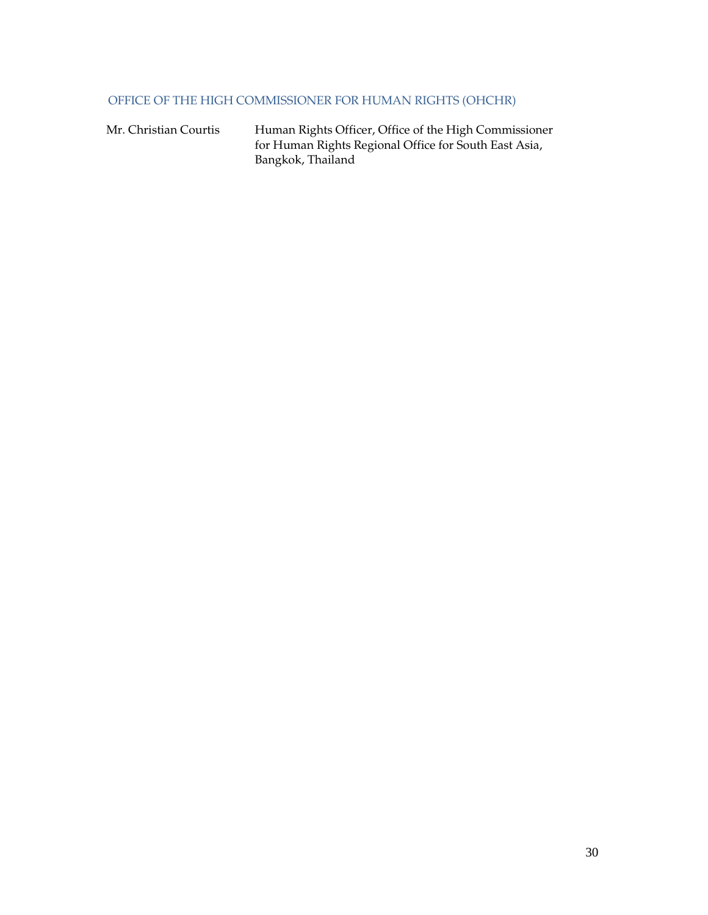## OFFICE OF THE HIGH COMMISSIONER FOR HUMAN RIGHTS (OHCHR)

| | |
|---|---|
| Mr. Christian Courtis | Human Rights Officer, Office of the High Commissioner for Human Rights Regional Office for South East Asia, Bangkok, Thailand |